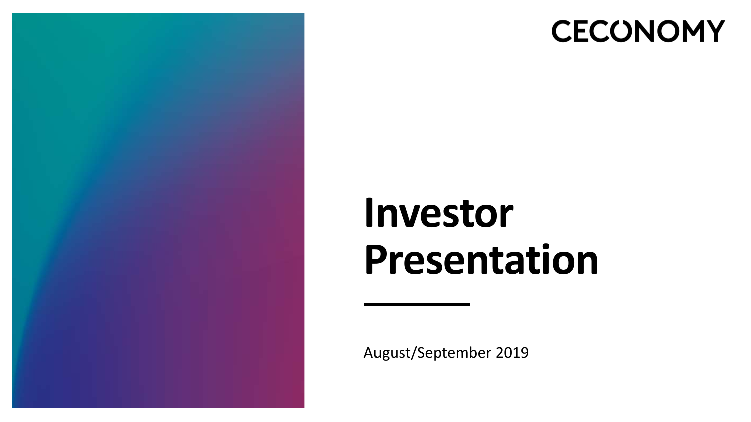CECONOMY

# Investor Presentation

August/September 2019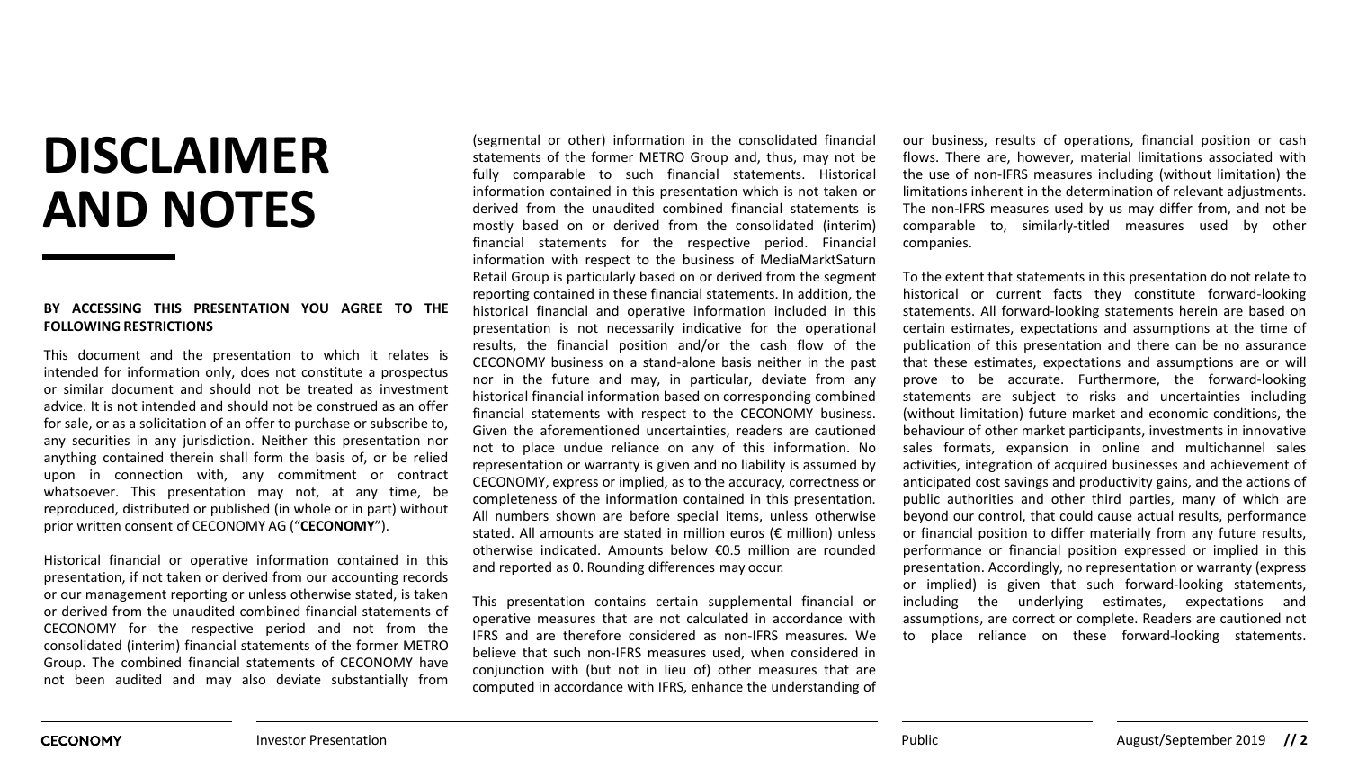# DISCLAIMER AND NOTES

**BY ACCESSING THIS PRESENTATION YOU AGREE TO THE FOLLOWING RESTRICTIONS**

This document and the presentation to which it relates is intended for information only, does not constitute a prospectus or similar document and should not be treated as investment advice. It is not intended and should not be construed as an offer for sale, or as a solicitation of an offer to purchase or subscribe to, any securities in any jurisdiction. Neither this presentation nor anything contained therein shall form the basis of, or be relied upon in connection with, any commitment or contract whatsoever. This presentation may not, at any time, be reproduced, distributed or published (in whole or in part) without prior written consent of CECONOMY AG ("**CECONOMY**").

Historical financial or operative information contained in this presentation, if not taken or derived from our accounting records or our management reporting or unless otherwise stated, is taken or derived from the unaudited combined financial statements of CECONOMY for the respective period and not from the consolidated (interim) financial statements of the former METRO Group. The combined financial statements of CECONOMY have not been audited and may also deviate substantially from (segmental or other) information in the consolidated financial statements of the former METRO Group and, thus, may not be fully comparable to such financial statements. Historical information contained in this presentation which is not taken or derived from the unaudited combined financial statements is mostly based on or derived from the consolidated (interim) financial statements for the respective period. Financial information with respect to the business of MediaMarktSaturn Retail Group is particularly based on or derived from the segment reporting contained in these financial statements. In addition, the historical financial and operative information included in this presentation is not necessarily indicative for the operational results, the financial position and/or the cash flow of the CECONOMY business on a stand-alone basis neither in the past nor in the future and may, in particular, deviate from any historical financial information based on corresponding combined financial statements with respect to the CECONOMY business. Given the aforementioned uncertainties, readers are cautioned not to place undue reliance on any of this information. No representation or warranty is given and no liability is assumed by CECONOMY, express or implied, as to the accuracy, correctness or completeness of the information contained in this presentation. All numbers shown are before special items, unless otherwise stated. All amounts are stated in million euros (€ million) unless otherwise indicated. Amounts below €0.5 million are rounded and reported as 0. Rounding differences may occur.

This presentation contains certain supplemental financial or operative measures that are not calculated in accordance with IFRS and are therefore considered as non-IFRS measures. We believe that such non-IFRS measures used, when considered in conjunction with (but not in lieu of) other measures that are computed in accordance with IFRS, enhance the understanding of our business, results of operations, financial position or cash flows. There are, however, material limitations associated with the use of non-IFRS measures including (without limitation) the limitations inherent in the determination of relevant adjustments. The non-IFRS measures used by us may differ from, and not be comparable to, similarly-titled measures used by other companies.

To the extent that statements in this presentation do not relate to historical or current facts they constitute forward-looking statements. All forward-looking statements herein are based on certain estimates, expectations and assumptions at the time of publication of this presentation and there can be no assurance that these estimates, expectations and assumptions are or will prove to be accurate. Furthermore, the forward-looking statements are subject to risks and uncertainties including (without limitation) future market and economic conditions, the behaviour of other market participants, investments in innovative sales formats, expansion in online and multichannel sales activities, integration of acquired businesses and achievement of anticipated cost savings and productivity gains, and the actions of public authorities and other third parties, many of which are beyond our control, that could cause actual results, performance or financial position to differ materially from any future results, performance or financial position expressed or implied in this presentation. Accordingly, no representation or warranty (express or implied) is given that such forward-looking statements, including the underlying estimates, expectations and assumptions, are correct or complete. Readers are cautioned not to place reliance on these forward-looking statements.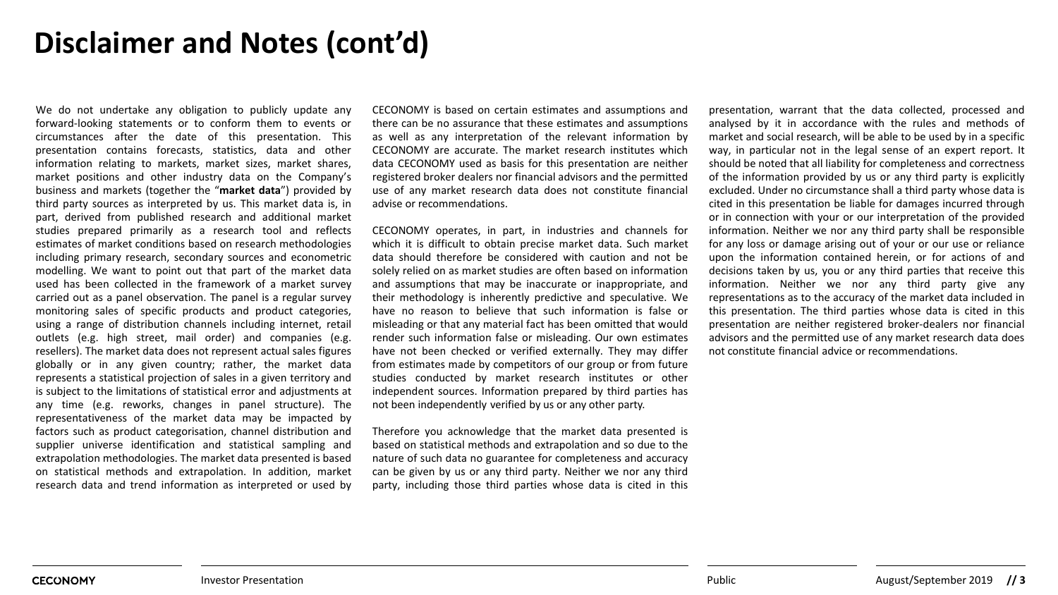# Disclaimer and Notes (cont'd)

We do not undertake any obligation to publicly update any forward-looking statements or to conform them to events or circumstances after the date of this presentation. This presentation contains forecasts, statistics, data and other information relating to markets, market sizes, market shares, market positions and other industry data on the Company's business and markets (together the "**market data**") provided by third party sources as interpreted by us. This market data is, in part, derived from published research and additional market studies prepared primarily as a research tool and reflects estimates of market conditions based on research methodologies including primary research, secondary sources and econometric modelling. We want to point out that part of the market data used has been collected in the framework of a market survey carried out as a panel observation. The panel is a regular survey monitoring sales of specific products and product categories, using a range of distribution channels including internet, retail outlets (e.g. high street, mail order) and companies (e.g. resellers). The market data does not represent actual sales figures globally or in any given country; rather, the market data represents a statistical projection of sales in a given territory and is subject to the limitations of statistical error and adjustments at any time (e.g. reworks, changes in panel structure). The representativeness of the market data may be impacted by factors such as product categorisation, channel distribution and supplier universe identification and statistical sampling and extrapolation methodologies. The market data presented is based on statistical methods and extrapolation. In addition, market research data and trend information as interpreted or used by CECONOMY is based on certain estimates and assumptions and there can be no assurance that these estimates and assumptions as well as any interpretation of the relevant information by CECONOMY are accurate. The market research institutes which data CECONOMY used as basis for this presentation are neither registered broker dealers nor financial advisors and the permitted use of any market research data does not constitute financial advise or recommendations.

CECONOMY operates, in part, in industries and channels for which it is difficult to obtain precise market data. Such market data should therefore be considered with caution and not be solely relied on as market studies are often based on information and assumptions that may be inaccurate or inappropriate, and their methodology is inherently predictive and speculative. We have no reason to believe that such information is false or misleading or that any material fact has been omitted that would render such information false or misleading. Our own estimates have not been checked or verified externally. They may differ from estimates made by competitors of our group or from future studies conducted by market research institutes or other independent sources. Information prepared by third parties has not been independently verified by us or any other party.

Therefore you acknowledge that the market data presented is based on statistical methods and extrapolation and so due to the nature of such data no guarantee for completeness and accuracy can be given by us or any third party. Neither we nor any third party, including those third parties whose data is cited in this presentation, warrant that the data collected, processed and analysed by it in accordance with the rules and methods of market and social research, will be able to be used by in a specific way, in particular not in the legal sense of an expert report. It should be noted that all liability for completeness and correctness of the information provided by us or any third party is explicitly excluded. Under no circumstance shall a third party whose data is cited in this presentation be liable for damages incurred through or in connection with your or our interpretation of the provided information. Neither we nor any third party shall be responsible for any loss or damage arising out of your or our use or reliance upon the information contained herein, or for actions of and decisions taken by us, you or any third parties that receive this information. Neither we nor any third party give any representations as to the accuracy of the market data included in this presentation. The third parties whose data is cited in this presentation are neither registered broker-dealers nor financial advisors and the permitted use of any market research data does not constitute financial advice or recommendations.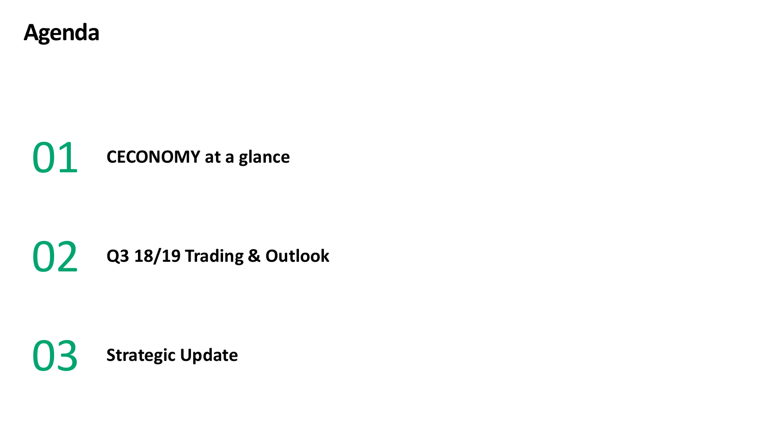# Agenda

01 **CECONOMY at a glance**

02 **Q3 18/19 Trading & Outlook**

03 **Strategic Update**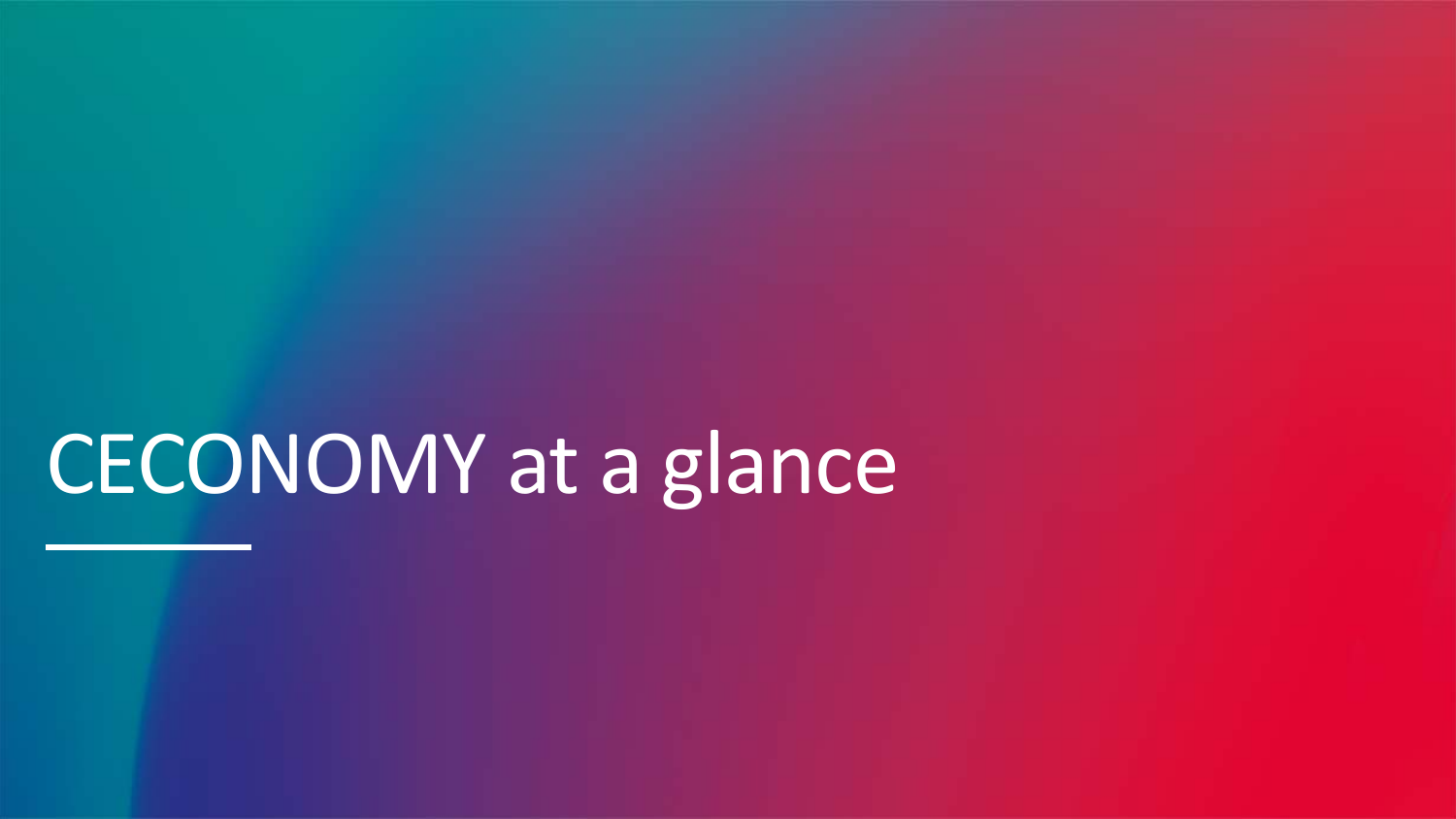# CECONOMY at a glance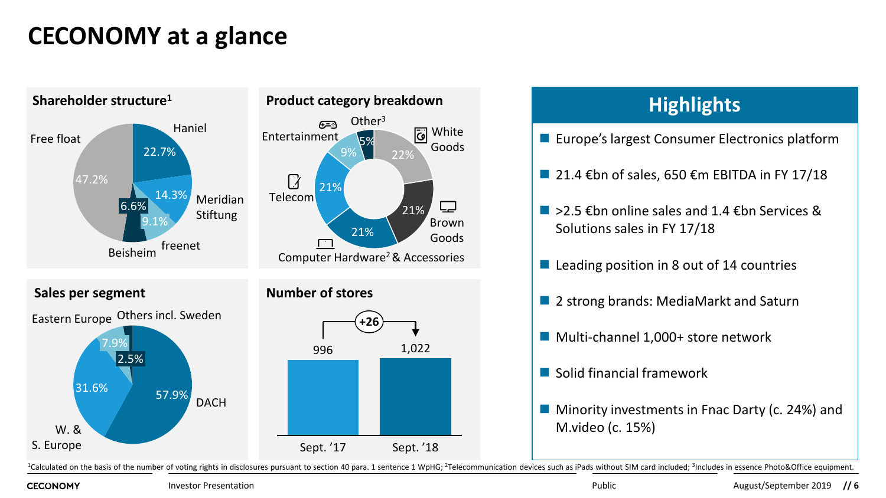# CECONOMY at a glance

## Shareholder structure[1]

| Shareholder | Share |
| --- | --- |
| Haniel | 22.7% |
| Meridian Stiftung | 14.3% |
| freenet | 9.1% |
| Beisheim | 6.6% |
| Free float | 47.2% |

## Product category breakdown

| Category | Share |
| --- | --- |
| White Goods | 22% |
| Brown Goods | 21% |
| Computer Hardware[2] & Accessories | 21% |
| Telecom | 21% |
| Entertainment | 9% |
| Other[3] | 5% |

## Sales per segment

| Segment | Share |
| --- | --- |
| DACH | 57.9% |
| W. & S. Europe | 31.6% |
| Eastern Europe | 7.9% |
| Others incl. Sweden | 2.5% |

## Number of stores

| Sept. '17 | Sept. '18 |
| --- | --- |
| 996 | 1,022 |

+26

## Highlights

- Europe's largest Consumer Electronics platform
- 21.4 €bn of sales, 650 €m EBITDA in FY 17/18
- >2.5 €bn online sales and 1.4 €bn Services & Solutions sales in FY 17/18
- Leading position in 8 out of 14 countries
- 2 strong brands: MediaMarkt and Saturn
- Multi-channel 1,000+ store network
- Solid financial framework
- Minority investments in Fnac Darty (c. 24%) and M.video (c. 15%)

[1]Calculated on the basis of the number of voting rights in disclosures pursuant to section 40 para. 1 sentence 1 WpHG; [2]Telecommunication devices such as iPads without SIM card included; [3]Includes in essence Photo&Office equipment.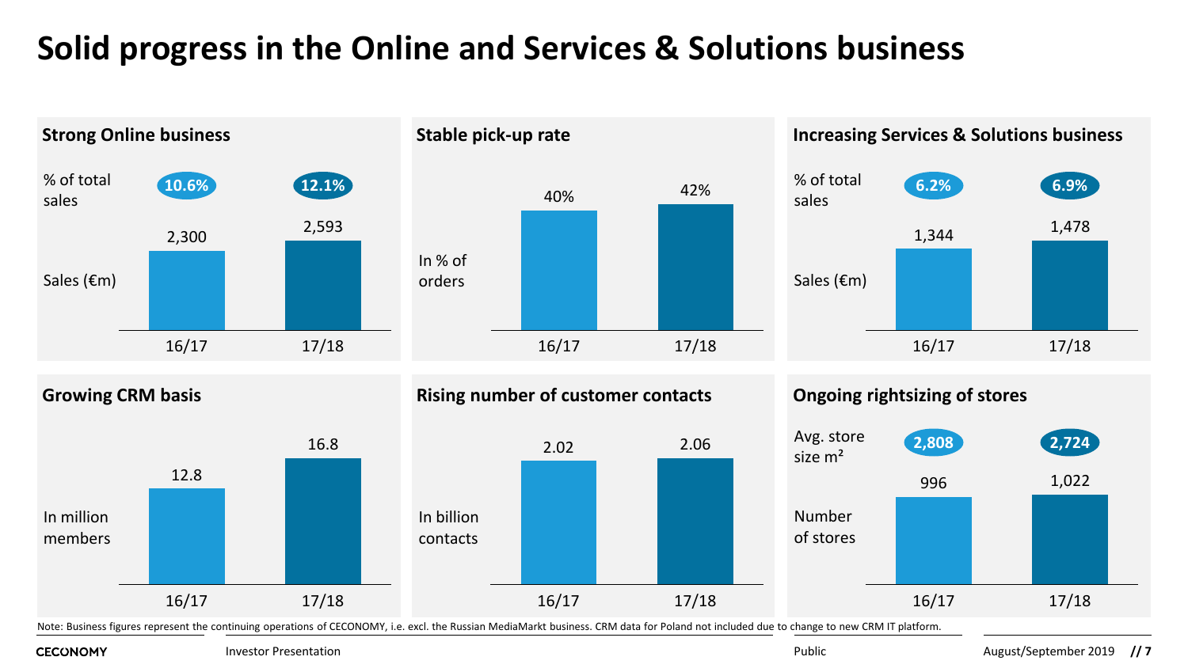# Solid progress in the Online and Services & Solutions business

### Strong Online business

| | 16/17 | 17/18 |
|---|---|---|
| % of total sales | 10.6% | 12.1% |
| Sales (€m) | 2,300 | 2,593 |

### Stable pick-up rate

| | 16/17 | 17/18 |
|---|---|---|
| In % of orders | 40% | 42% |

### Increasing Services & Solutions business

| | 16/17 | 17/18 |
|---|---|---|
| % of total sales | 6.2% | 6.9% |
| Sales (€m) | 1,344 | 1,478 |

### Growing CRM basis

| | 16/17 | 17/18 |
|---|---|---|
| In million members | 12.8 | 16.8 |

### Rising number of customer contacts

| | 16/17 | 17/18 |
|---|---|---|
| In billion contacts | 2.02 | 2.06 |

### Ongoing rightsizing of stores

| | 16/17 | 17/18 |
|---|---|---|
| Avg. store size m² | 2,808 | 2,724 |
| Number of stores | 996 | 1,022 |

Note: Business figures represent the continuing operations of CECONOMY, i.e. excl. the Russian MediaMarkt business. CRM data for Poland not included due to change to new CRM IT platform.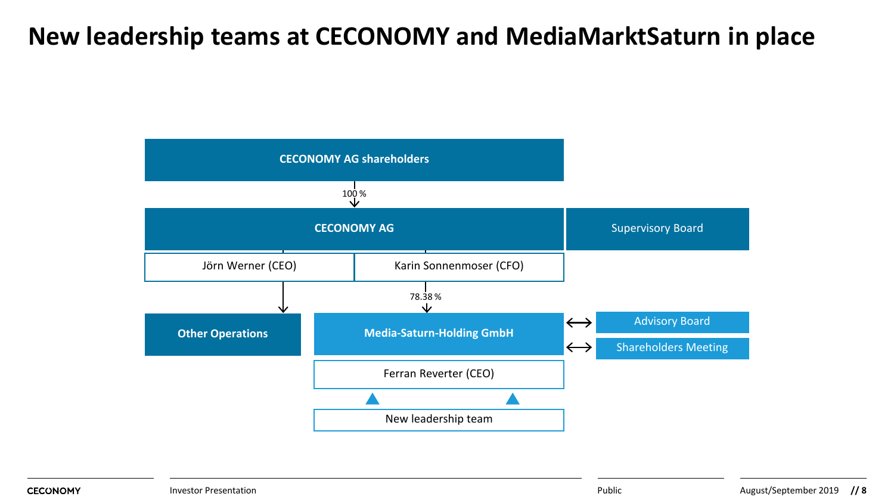# New leadership teams at CECONOMY and MediaMarktSaturn in place

**CECONOMY AG shareholders**

↓ 100 %

**CECONOMY AG** — Supervisory Board

- Jörn Werner (CEO)
- Karin Sonnenmoser (CFO)

→ **Other Operations**

↓ 78.38 %

**Media-Saturn-Holding GmbH** ⟷ Advisory Board, Shareholders Meeting

- Ferran Reverter (CEO)
- New leadership team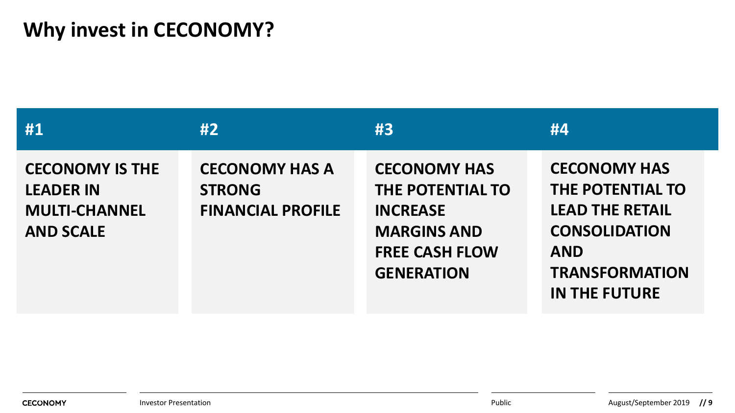# Why invest in CECONOMY?

| #1 | #2 | #3 | #4 |
| --- | --- | --- | --- |
| **CECONOMY IS THE LEADER IN MULTI-CHANNEL AND SCALE** | **CECONOMY HAS A STRONG FINANCIAL PROFILE** | **CECONOMY HAS THE POTENTIAL TO INCREASE MARGINS AND FREE CASH FLOW GENERATION** | **CECONOMY HAS THE POTENTIAL TO LEAD THE RETAIL CONSOLIDATION AND TRANSFORMATION IN THE FUTURE** |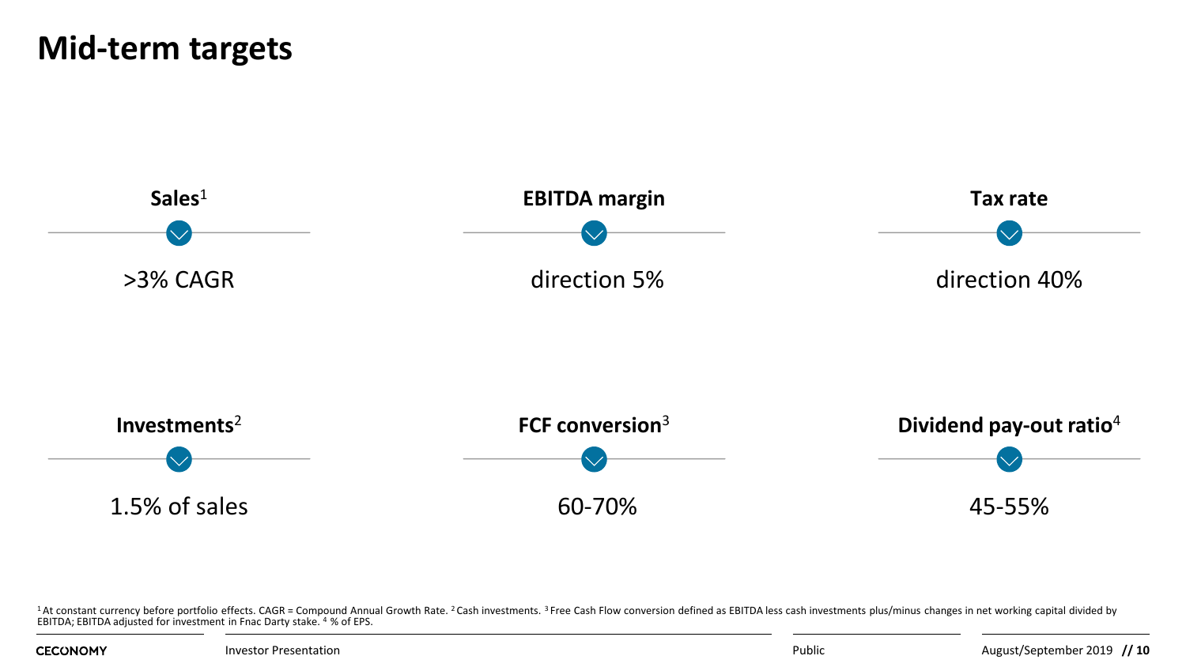# Mid-term targets

**Sales**[1]

>3% CAGR

**EBITDA margin**

direction 5%

**Tax rate**

direction 40%

**Investments**[2]

1.5% of sales

**FCF conversion**[3]

60-70%

**Dividend pay-out ratio**[4]

45-55%

[1] At constant currency before portfolio effects. CAGR = Compound Annual Growth Rate. [2] Cash investments. [3] Free Cash Flow conversion defined as EBITDA less cash investments plus/minus changes in net working capital divided by EBITDA; EBITDA adjusted for investment in Fnac Darty stake. [4] % of EPS.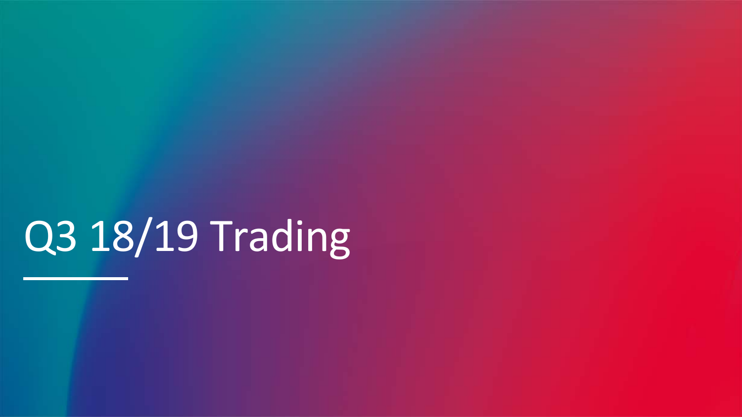# Q3 18/19 Trading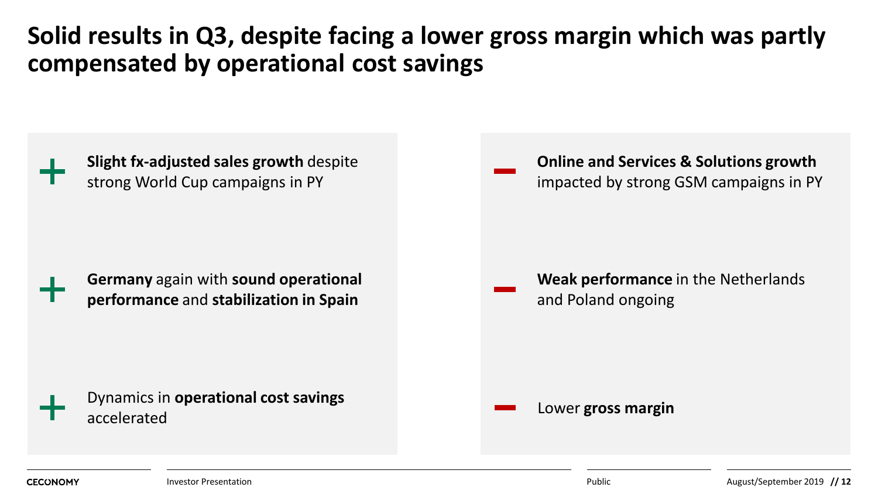# Solid results in Q3, despite facing a lower gross margin which was partly compensated by operational cost savings

+ **Slight fx-adjusted sales growth** despite strong World Cup campaigns in PY
+ **Germany** again with **sound operational performance** and **stabilization in Spain**
+ Dynamics in **operational cost savings** accelerated

− **Online and Services & Solutions growth** impacted by strong GSM campaigns in PY
− **Weak performance** in the Netherlands and Poland ongoing
− Lower **gross margin**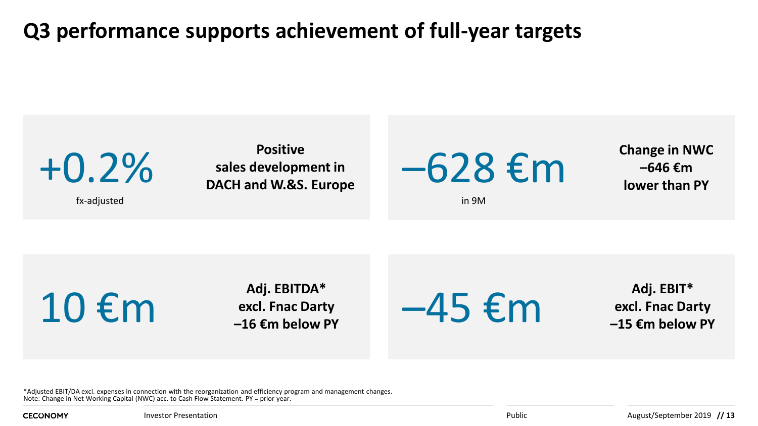# Q3 performance supports achievement of full-year targets

**+0.2%**
fx-adjusted

**Positive sales development in DACH and W.&S. Europe**

**–628 €m**
in 9M

**Change in NWC –646 €m lower than PY**

**10 €m**

**Adj. EBITDA* excl. Fnac Darty –16 €m below PY**

**–45 €m**

**Adj. EBIT* excl. Fnac Darty –15 €m below PY**

*Adjusted EBIT/DA excl. expenses in connection with the reorganization and efficiency program and management changes.
Note: Change in Net Working Capital (NWC) acc. to Cash Flow Statement. PY = prior year.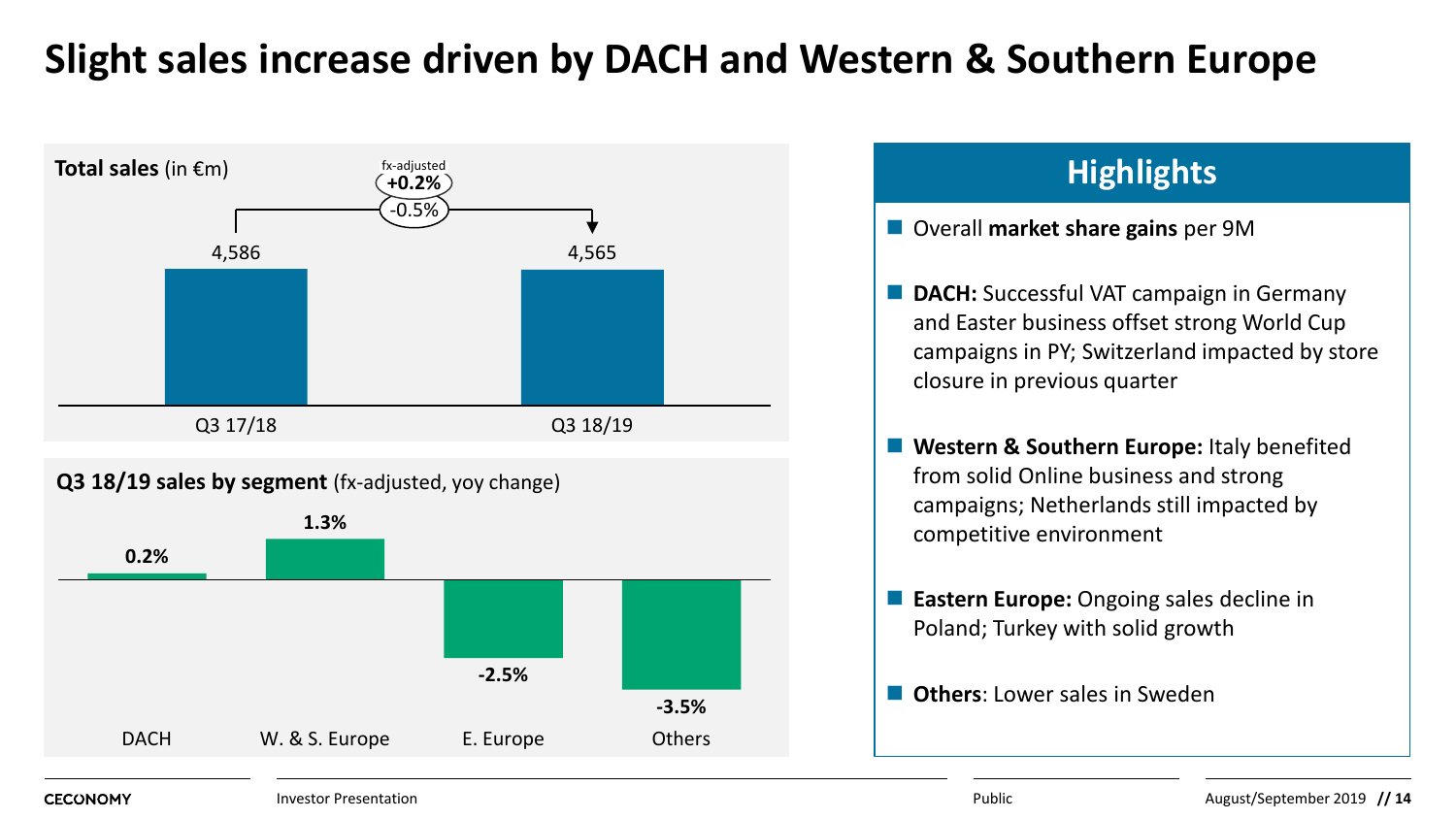# Slight sales increase driven by DACH and Western & Southern Europe

**Total sales** (in €m)

| | Q3 17/18 | Q3 18/19 |
|---|---|---|
| Total sales | 4,586 | 4,565 |

Change: -0.5% (fx-adjusted **+0.2%**)

**Q3 18/19 sales by segment** (fx-adjusted, yoy change)

| DACH | W. & S. Europe | E. Europe | Others |
|---|---|---|---|
| **0.2%** | **1.3%** | **-2.5%** | **-3.5%** |

## Highlights

- Overall **market share gains** per 9M
- **DACH:** Successful VAT campaign in Germany and Easter business offset strong World Cup campaigns in PY; Switzerland impacted by store closure in previous quarter
- **Western & Southern Europe:** Italy benefited from solid Online business and strong campaigns; Netherlands still impacted by competitive environment
- **Eastern Europe:** Ongoing sales decline in Poland; Turkey with solid growth
- **Others**: Lower sales in Sweden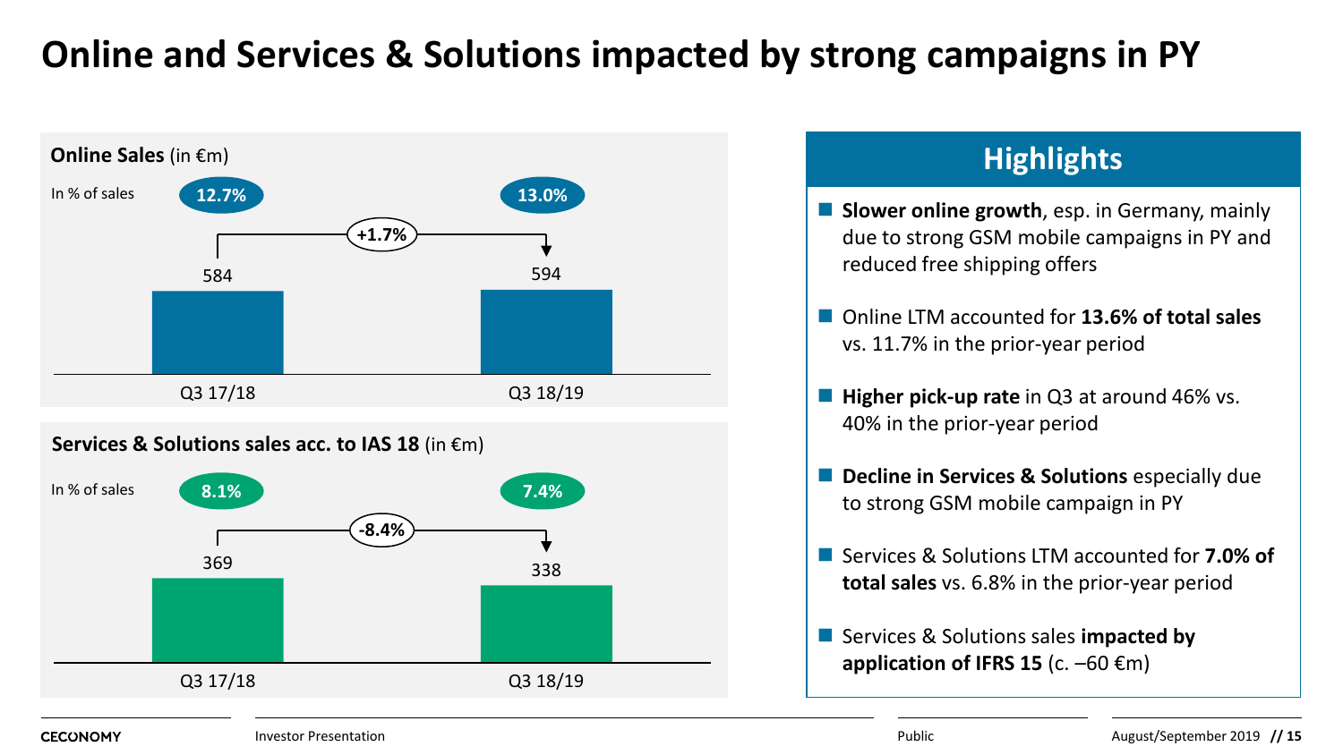# Online and Services & Solutions impacted by strong campaigns in PY

**Online Sales** (in €m)

| | Q3 17/18 | Q3 18/19 |
|---|---|---|
| Online Sales | 584 | 594 |
| In % of sales | 12.7% | 13.0% |
| Change | | +1.7% |

**Services & Solutions sales acc. to IAS 18** (in €m)

| | Q3 17/18 | Q3 18/19 |
|---|---|---|
| Services & Solutions sales | 369 | 338 |
| In % of sales | 8.1% | 7.4% |
| Change | | -8.4% |

## Highlights

- **Slower online growth**, esp. in Germany, mainly due to strong GSM mobile campaigns in PY and reduced free shipping offers
- Online LTM accounted for **13.6% of total sales** vs. 11.7% in the prior-year period
- **Higher pick-up rate** in Q3 at around 46% vs. 40% in the prior-year period
- **Decline in Services & Solutions** especially due to strong GSM mobile campaign in PY
- Services & Solutions LTM accounted for **7.0% of total sales** vs. 6.8% in the prior-year period
- Services & Solutions sales **impacted by application of IFRS 15** (c. –60 €m)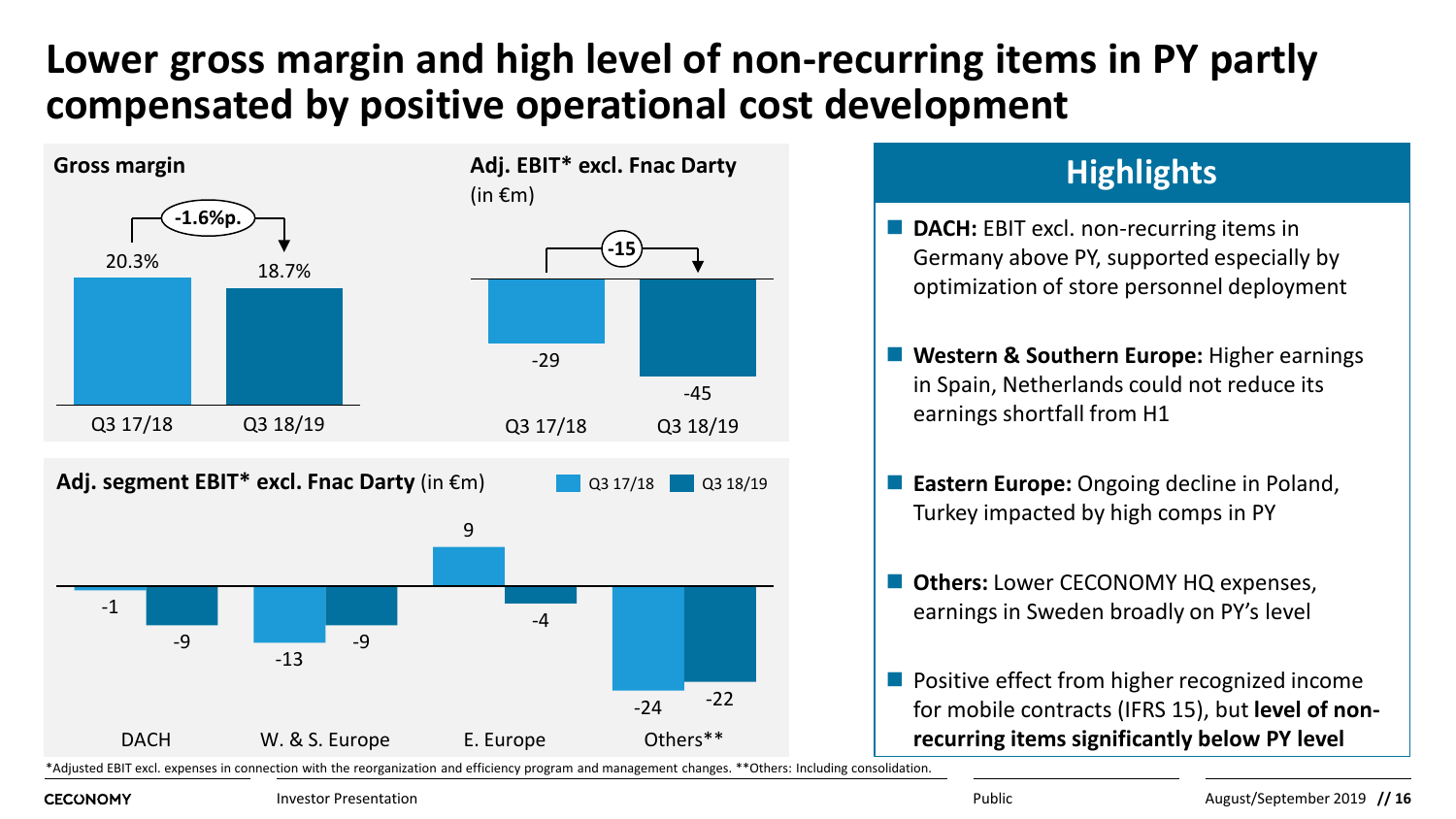# Lower gross margin and high level of non-recurring items in PY partly compensated by positive operational cost development

**Gross margin**

| | Q3 17/18 | Q3 18/19 |
|---|---|---|
| Gross margin | 20.3% | 18.7% |

Change: -1.6%p.

**Adj. EBIT* excl. Fnac Darty** (in €m)

| | Q3 17/18 | Q3 18/19 |
|---|---|---|
| Adj. EBIT* excl. Fnac Darty | -29 | -45 |

Change: -15

**Adj. segment EBIT* excl. Fnac Darty** (in €m)

| Segment | Q3 17/18 | Q3 18/19 |
|---|---|---|
| DACH | -1 | -9 |
| W. & S. Europe | -13 | -9 |
| E. Europe | 9 | -4 |
| Others** | -24 | -22 |

## Highlights

- **DACH:** EBIT excl. non-recurring items in Germany above PY, supported especially by optimization of store personnel deployment
- **Western & Southern Europe:** Higher earnings in Spain, Netherlands could not reduce its earnings shortfall from H1
- **Eastern Europe:** Ongoing decline in Poland, Turkey impacted by high comps in PY
- **Others:** Lower CECONOMY HQ expenses, earnings in Sweden broadly on PY's level
- Positive effect from higher recognized income for mobile contracts (IFRS 15), but **level of non-recurring items significantly below PY level**

*Adjusted EBIT excl. expenses in connection with the reorganization and efficiency program and management changes. **Others: Including consolidation.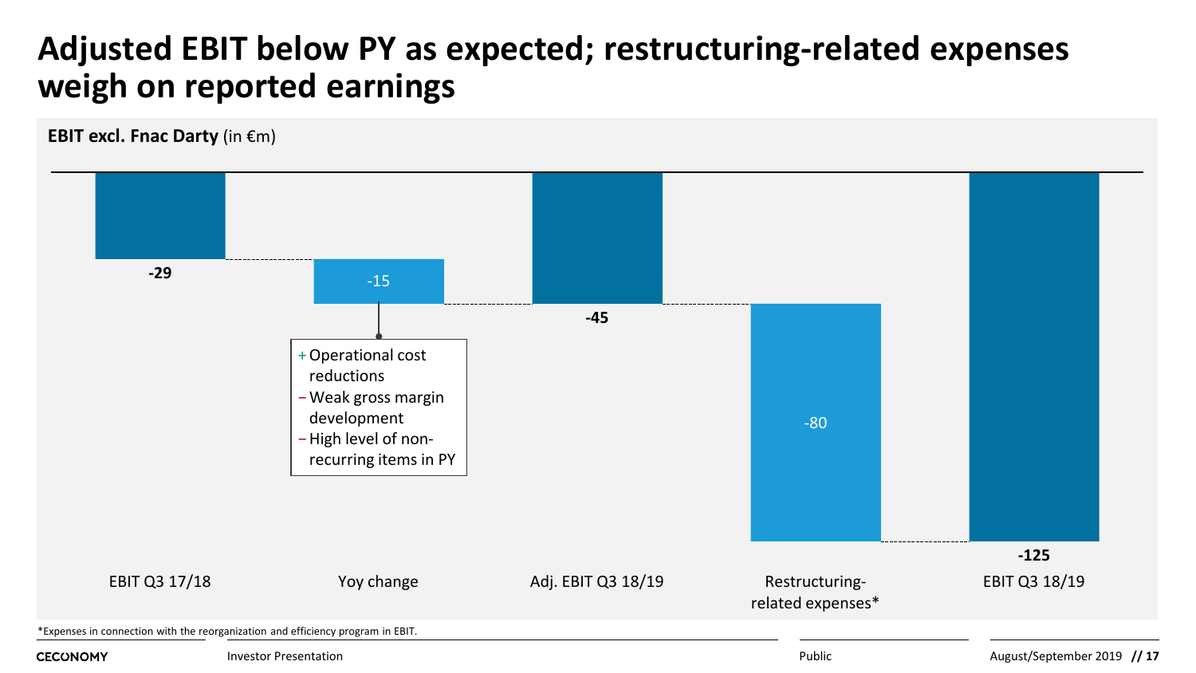# Adjusted EBIT below PY as expected; restructuring-related expenses weigh on reported earnings

**EBIT excl. Fnac Darty** (in €m)

| EBIT Q3 17/18 | Yoy change | Adj. EBIT Q3 18/19 | Restructuring-related expenses* | EBIT Q3 18/19 |
|---|---|---|---|---|
| **-29** | -15 | **-45** | -80 | **-125** |

Yoy change:
- \+ Operational cost reductions
- − Weak gross margin development
- − High level of non-recurring items in PY

*Expenses in connection with the reorganization and efficiency program in EBIT.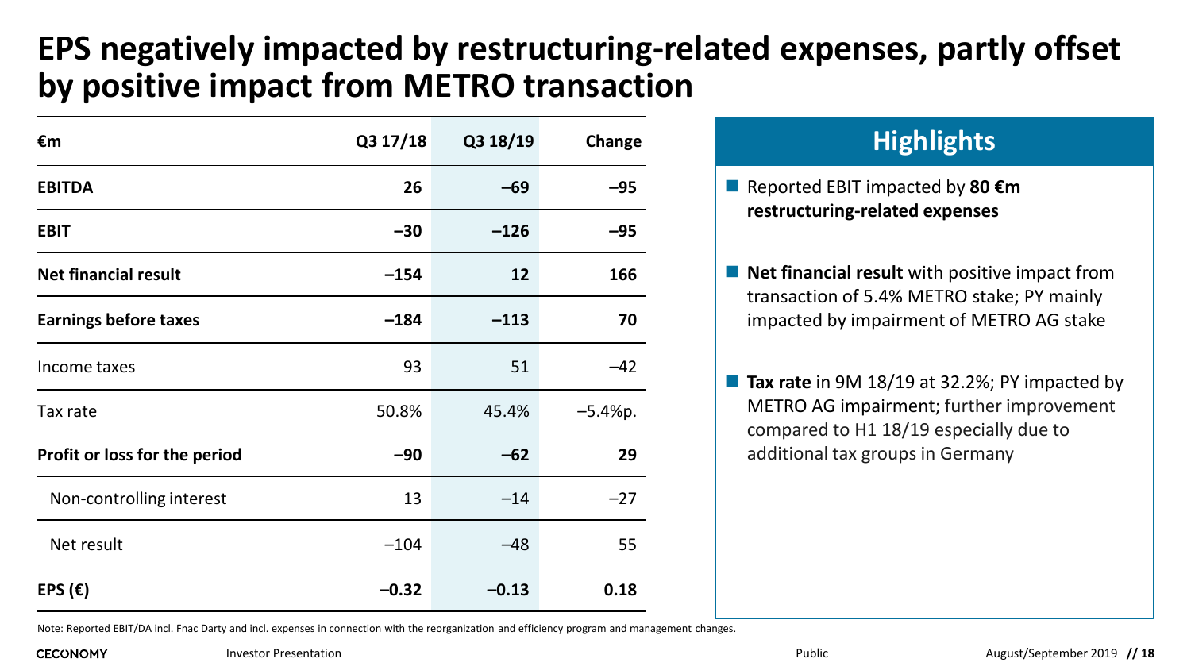# EPS negatively impacted by restructuring-related expenses, partly offset by positive impact from METRO transaction

| €m | Q3 17/18 | Q3 18/19 | Change |
|---|---|---|---|
| **EBITDA** | **26** | **–69** | **–95** |
| **EBIT** | **–30** | **–126** | **–95** |
| **Net financial result** | **–154** | **12** | **166** |
| **Earnings before taxes** | **–184** | **–113** | **70** |
| Income taxes | 93 | 51 | –42 |
| Tax rate | 50.8% | 45.4% | –5.4%p. |
| **Profit or loss for the period** | **–90** | **–62** | **29** |
| Non-controlling interest | 13 | –14 | –27 |
| Net result | –104 | –48 | 55 |
| **EPS (€)** | **–0.32** | **–0.13** | **0.18** |

## Highlights

- Reported EBIT impacted by **80 €m restructuring-related expenses**
- **Net financial result** with positive impact from transaction of 5.4% METRO stake; PY mainly impacted by impairment of METRO AG stake
- **Tax rate** in 9M 18/19 at 32.2%; PY impacted by METRO AG impairment; further improvement compared to H1 18/19 especially due to additional tax groups in Germany

Note: Reported EBIT/DA incl. Fnac Darty and incl. expenses in connection with the reorganization and efficiency program and management changes.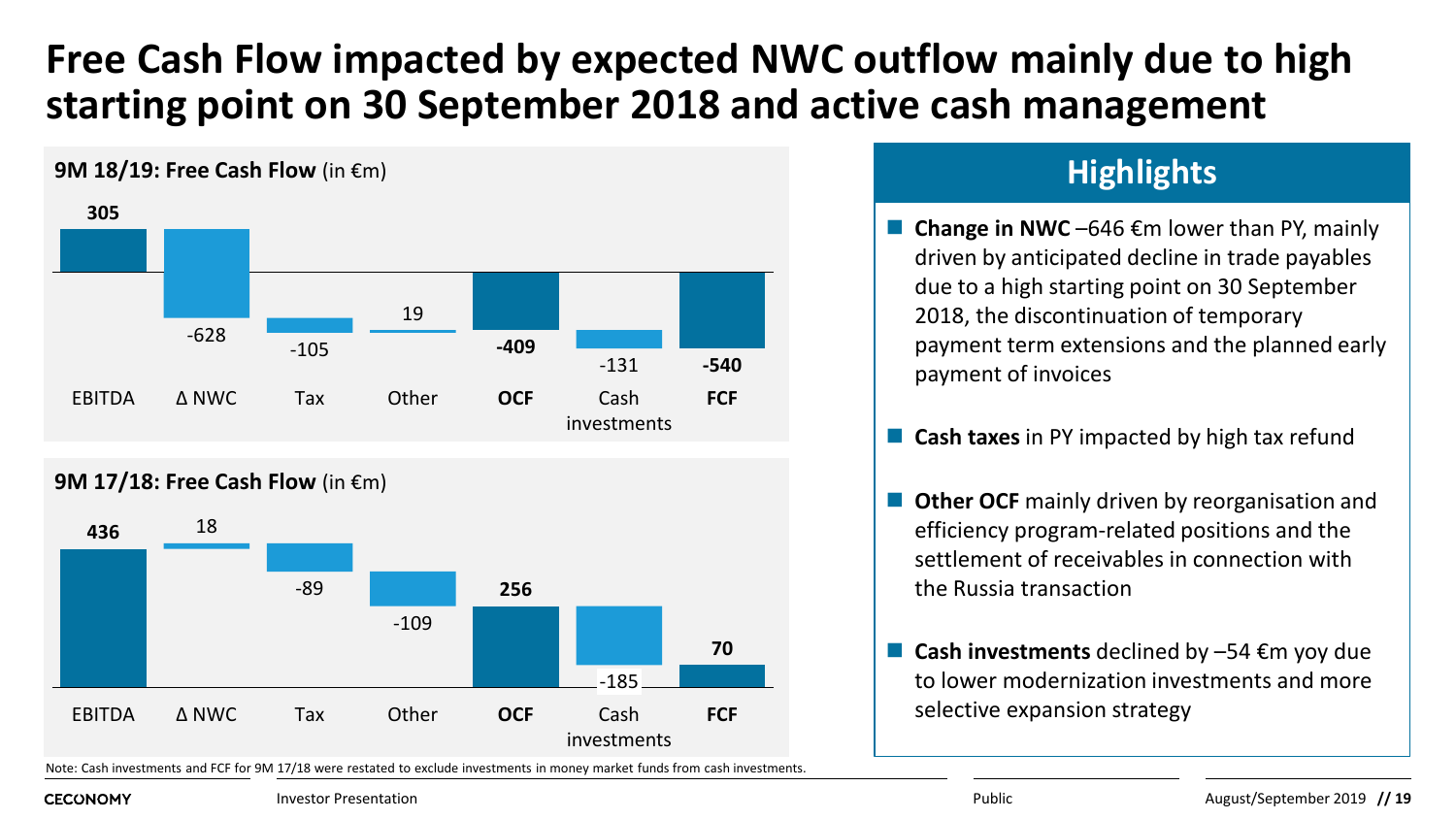# Free Cash Flow impacted by expected NWC outflow mainly due to high starting point on 30 September 2018 and active cash management

**9M 18/19: Free Cash Flow** (in €m)

| EBITDA | Δ NWC | Tax | Other | **OCF** | Cash investments | **FCF** |
|---|---|---|---|---|---|---|
| **305** | -628 | -105 | 19 | **-409** | -131 | **-540** |

**9M 17/18: Free Cash Flow** (in €m)

| EBITDA | Δ NWC | Tax | Other | **OCF** | Cash investments | **FCF** |
|---|---|---|---|---|---|---|
| **436** | 18 | -89 | -109 | **256** | -185 | **70** |

Note: Cash investments and FCF for 9M 17/18 were restated to exclude investments in money market funds from cash investments.

## Highlights

- **Change in NWC** –646 €m lower than PY, mainly driven by anticipated decline in trade payables due to a high starting point on 30 September 2018, the discontinuation of temporary payment term extensions and the planned early payment of invoices
- **Cash taxes** in PY impacted by high tax refund
- **Other OCF** mainly driven by reorganisation and efficiency program-related positions and the settlement of receivables in connection with the Russia transaction
- **Cash investments** declined by –54 €m yoy due to lower modernization investments and more selective expansion strategy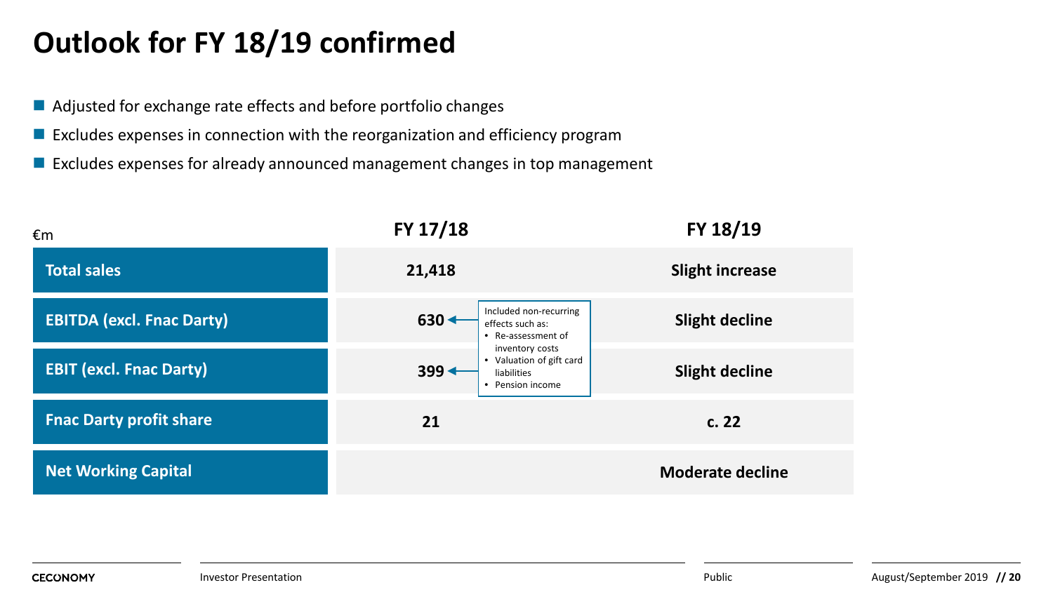# Outlook for FY 18/19 confirmed

- Adjusted for exchange rate effects and before portfolio changes
- Excludes expenses in connection with the reorganization and efficiency program
- Excludes expenses for already announced management changes in top management

| €m | FY 17/18 | FY 18/19 |
|---|---|---|
| **Total sales** | **21,418** | **Slight increase** |
| **EBITDA (excl. Fnac Darty)** | **630** | **Slight decline** |
| **EBIT (excl. Fnac Darty)** | **399** | **Slight decline** |
| **Fnac Darty profit share** | **21** | **c. 22** |
| **Net Working Capital** | | **Moderate decline** |

Included non-recurring effects such as:
- Re-assessment of inventory costs
- Valuation of gift card liabilities
- Pension income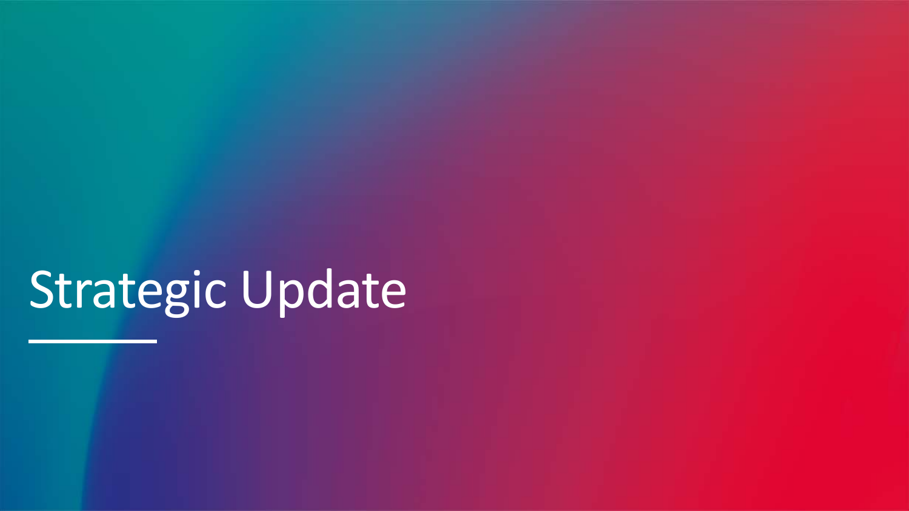# Strategic Update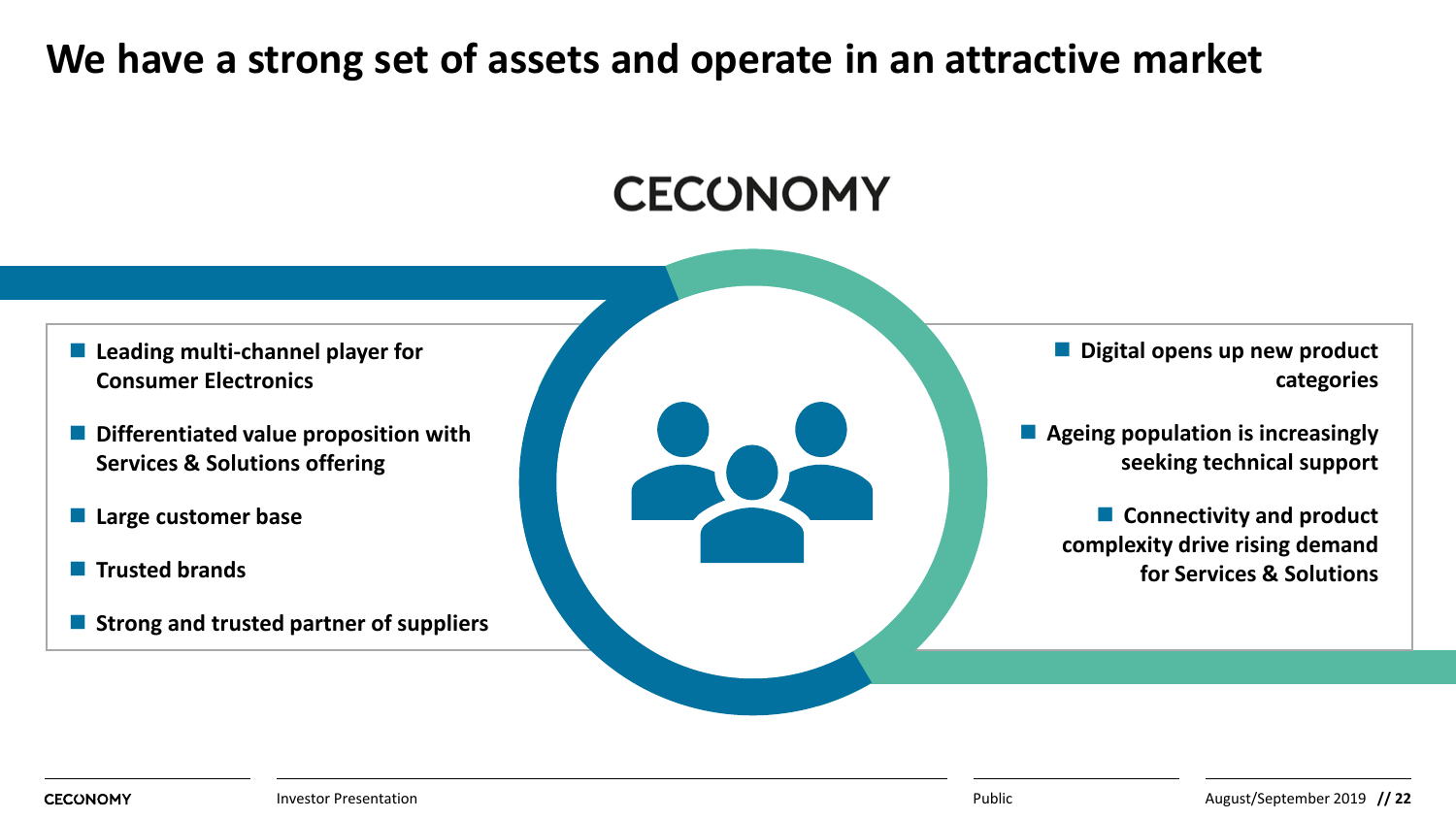# We have a strong set of assets and operate in an attractive market

CECONOMY

- Leading multi-channel player for Consumer Electronics
- Differentiated value proposition with Services & Solutions offering
- Large customer base
- Trusted brands
- Strong and trusted partner of suppliers

- Digital opens up new product categories
- Ageing population is increasingly seeking technical support
- Connectivity and product complexity drive rising demand for Services & Solutions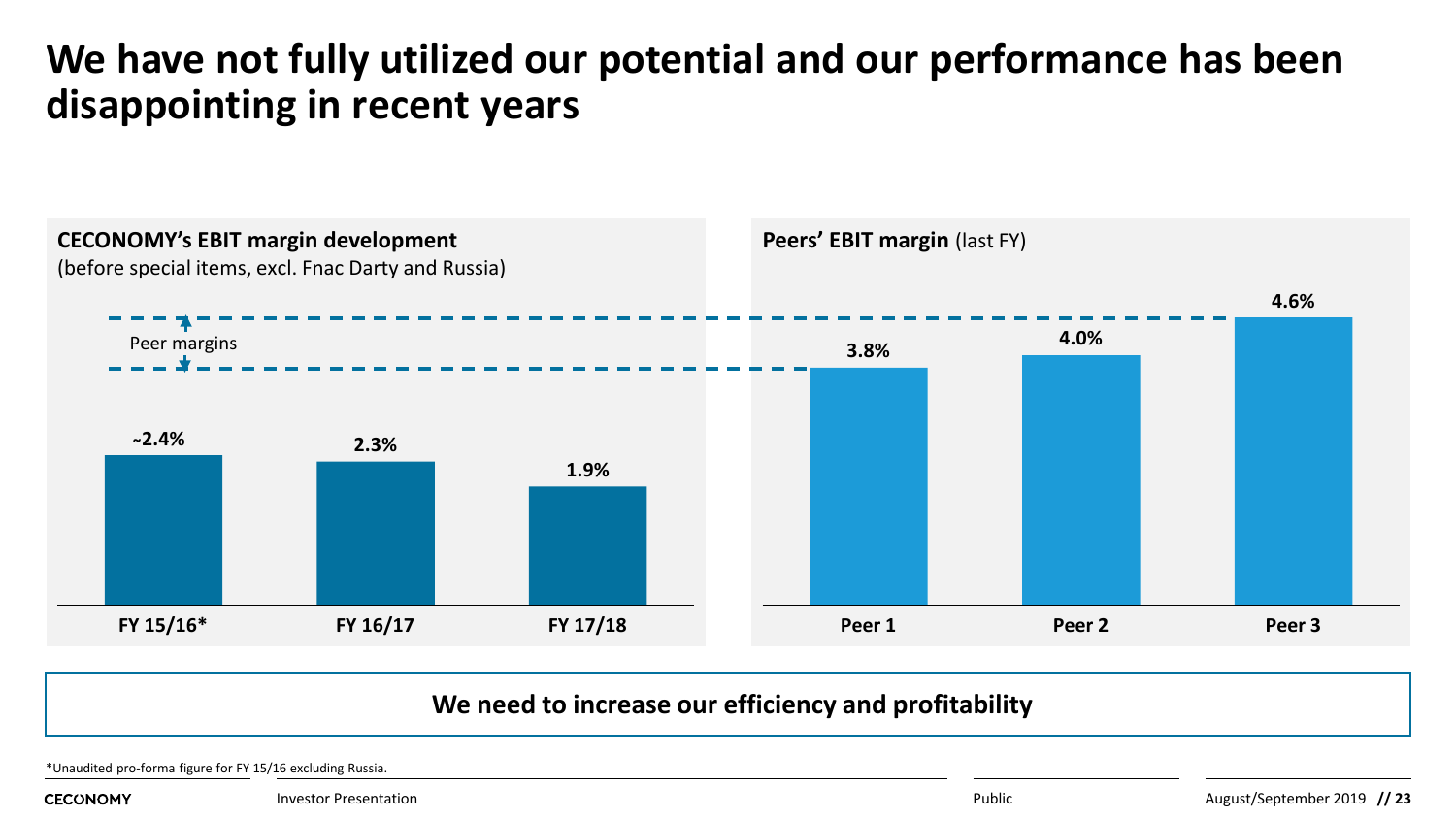# We have not fully utilized our potential and our performance has been disappointing in recent years

**CECONOMY's EBIT margin development**
(before special items, excl. Fnac Darty and Russia)

| FY 15/16* | FY 16/17 | FY 17/18 |
|---|---|---|
| ~2.4% | 2.3% | 1.9% |

Peer margins

**Peers' EBIT margin** (last FY)

| Peer 1 | Peer 2 | Peer 3 |
|---|---|---|
| 3.8% | 4.0% | 4.6% |

**We need to increase our efficiency and profitability**

*Unaudited pro-forma figure for FY 15/16 excluding Russia.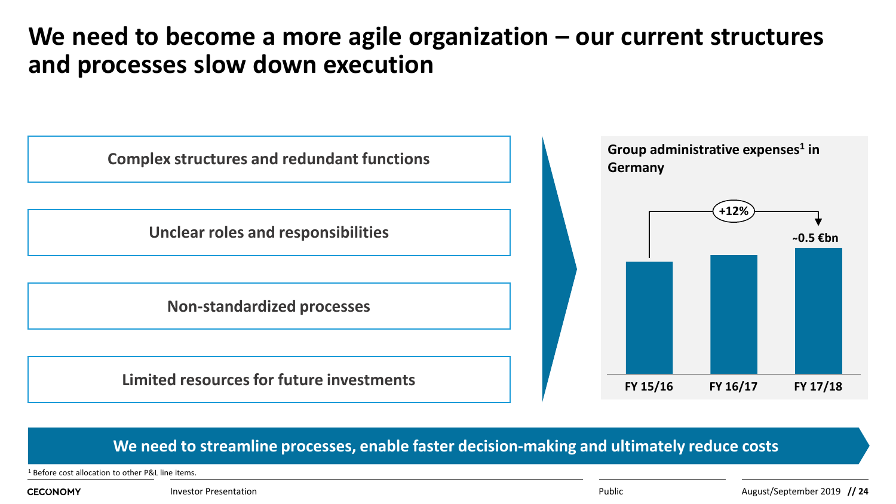# We need to become a more agile organization – our current structures and processes slow down execution

- **Complex structures and redundant functions**
- **Unclear roles and responsibilities**
- **Non-standardized processes**
- **Limited resources for future investments**

**Group administrative expenses[1] in Germany**

| | FY 15/16 | FY 16/17 | FY 17/18 |
|---|---|---|---|
| Group administrative expenses | | | ~0.5 €bn |

+12% (FY 15/16 to FY 17/18)

**We need to streamline processes, enable faster decision-making and ultimately reduce costs**

[1] Before cost allocation to other P&L line items.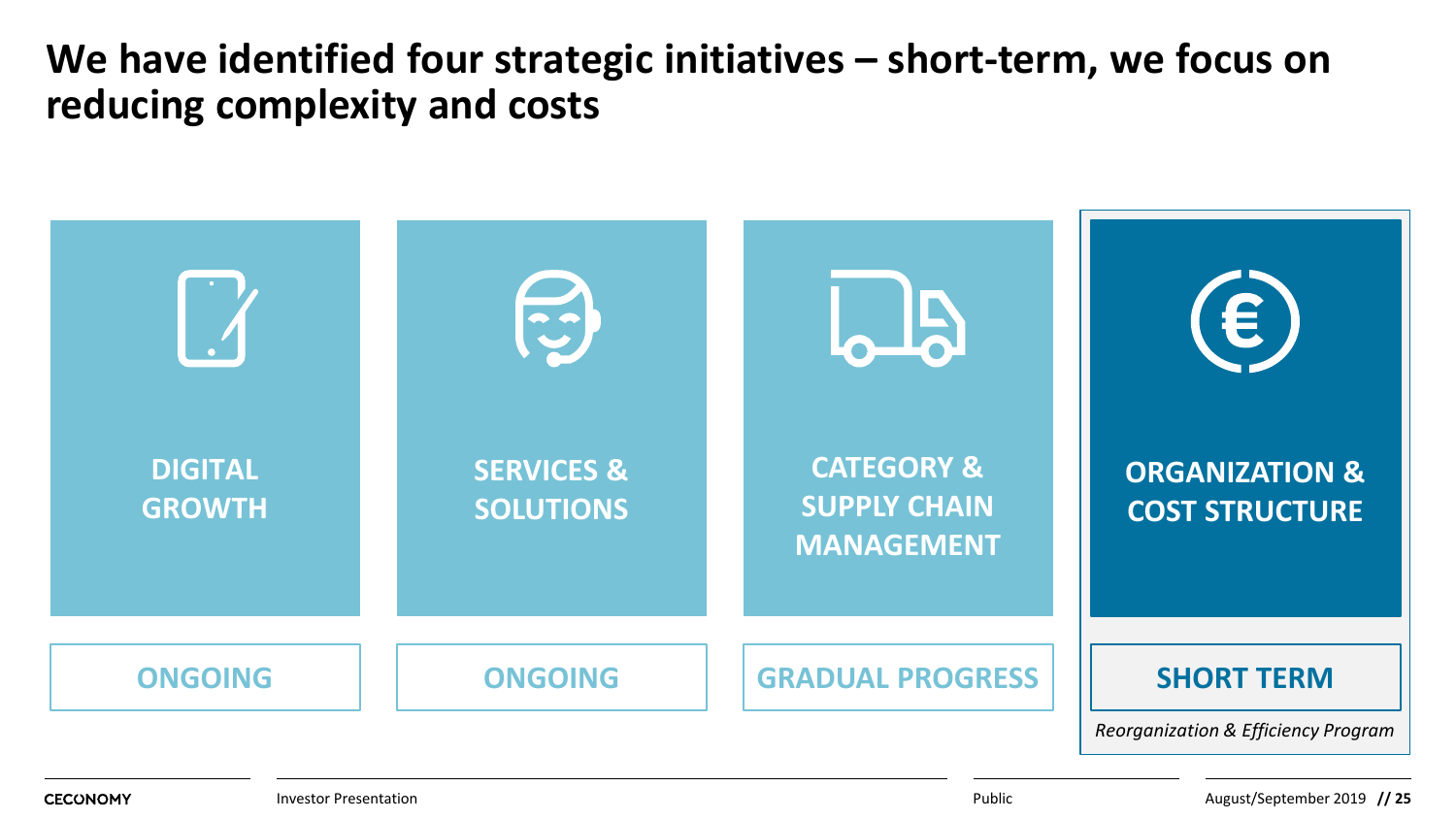# We have identified four strategic initiatives – short-term, we focus on reducing complexity and costs

| DIGITAL GROWTH | SERVICES & SOLUTIONS | CATEGORY & SUPPLY CHAIN MANAGEMENT | ORGANIZATION & COST STRUCTURE |
|---|---|---|---|
| ONGOING | ONGOING | GRADUAL PROGRESS | **SHORT TERM** |
| | | | *Reorganization & Efficiency Program* |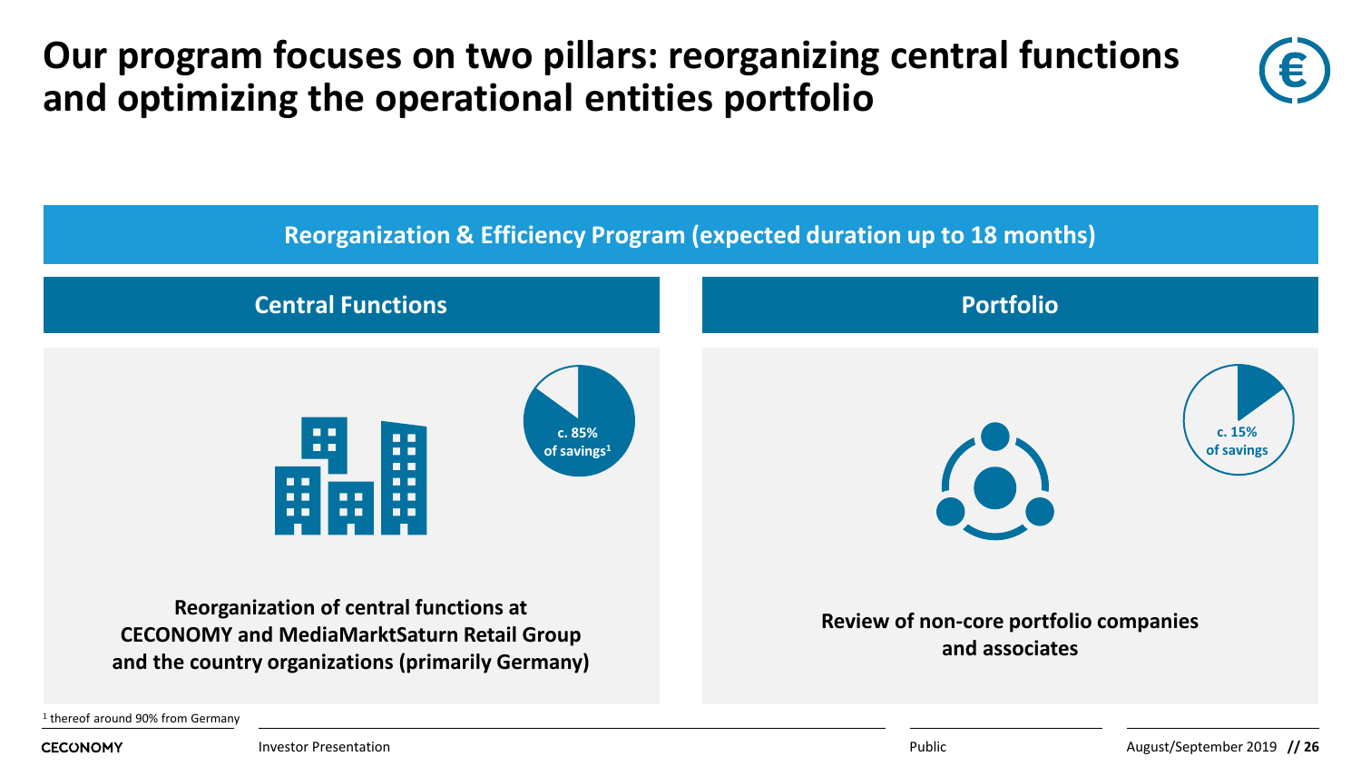# Our program focuses on two pillars: reorganizing central functions and optimizing the operational entities portfolio

## Reorganization & Efficiency Program (expected duration up to 18 months)

### Central Functions

**c. 85% of savings[1]**

**Reorganization of central functions at CECONOMY and MediaMarktSaturn Retail Group and the country organizations (primarily Germany)**

### Portfolio

**c. 15% of savings**

**Review of non-core portfolio companies and associates**

[1] thereof around 90% from Germany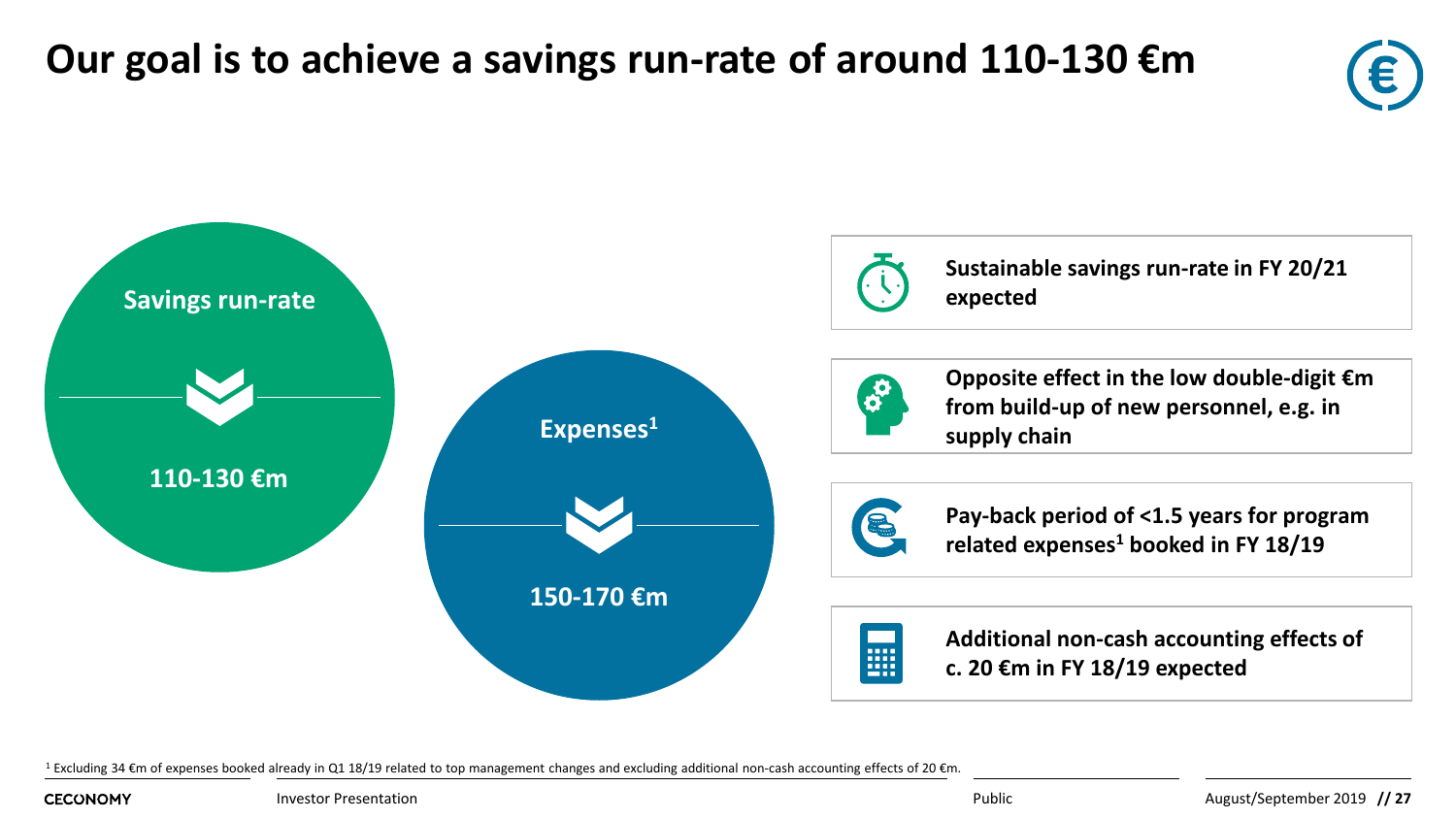# Our goal is to achieve a savings run-rate of around 110-130 €m

**Savings run-rate**

**110-130 €m**

**Expenses[1]**

**150-170 €m**

- **Sustainable savings run-rate in FY 20/21 expected**
- **Opposite effect in the low double-digit €m from build-up of new personnel, e.g. in supply chain**
- **Pay-back period of <1.5 years for program related expenses[1] booked in FY 18/19**
- **Additional non-cash accounting effects of c. 20 €m in FY 18/19 expected**

[1] Excluding 34 €m of expenses booked already in Q1 18/19 related to top management changes and excluding additional non-cash accounting effects of 20 €m.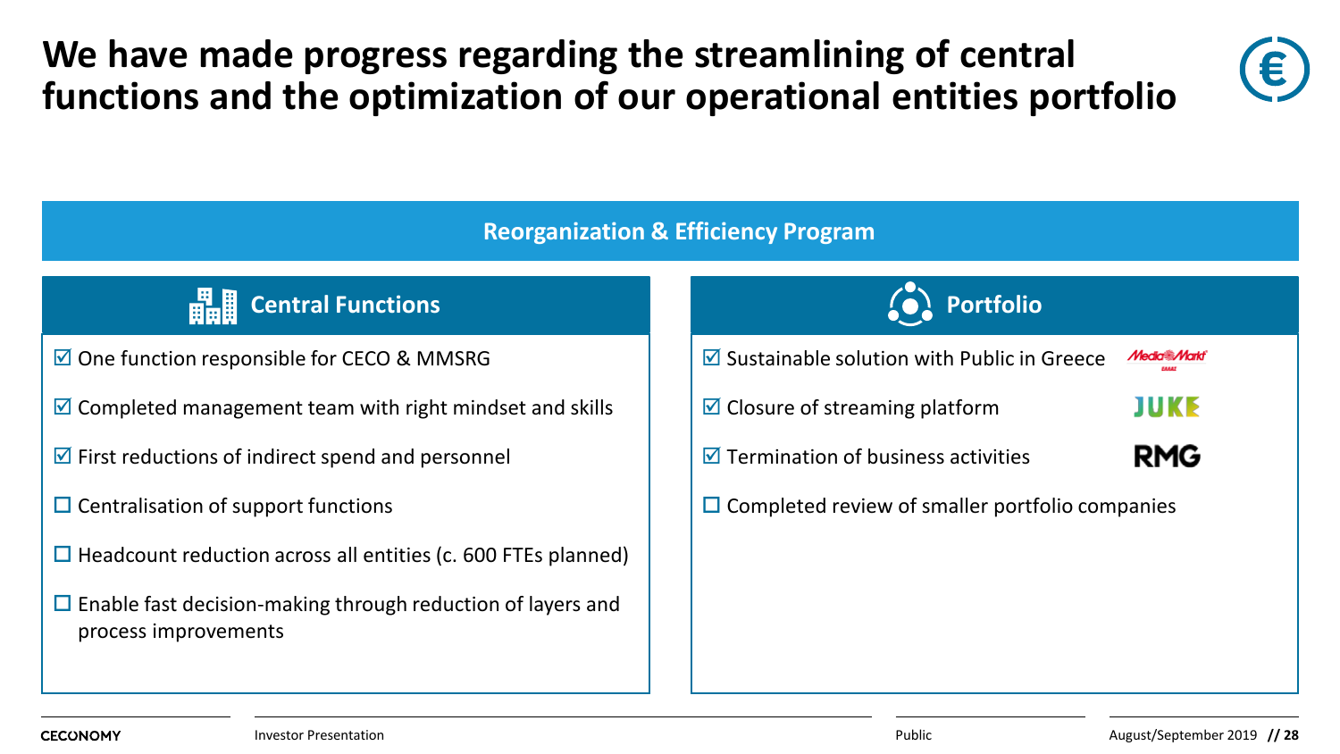# We have made progress regarding the streamlining of central functions and the optimization of our operational entities portfolio

## Reorganization & Efficiency Program

### Central Functions

- ☑ One function responsible for CECO & MMSRG
- ☑ Completed management team with right mindset and skills
- ☑ First reductions of indirect spend and personnel
- ☐ Centralisation of support functions
- ☐ Headcount reduction across all entities (c. 600 FTEs planned)
- ☐ Enable fast decision-making through reduction of layers and process improvements

### Portfolio

- ☑ Sustainable solution with Public in Greece — MediaMarkt
- ☑ Closure of streaming platform — JUKE
- ☑ Termination of business activities — RMG
- ☐ Completed review of smaller portfolio companies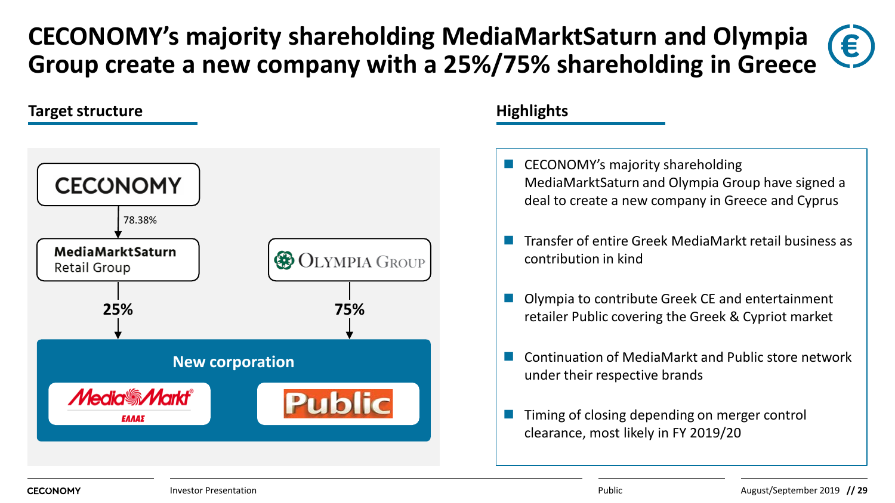# CECONOMY's majority shareholding MediaMarktSaturn and Olympia Group create a new company with a 25%/75% shareholding in Greece

## Target structure

CECONOMY

78.38%

MediaMarktSaturn Retail Group

Olympia Group

25%

75%

New corporation

MediaMarkt ΕΛΛΑΣ

Public

## Highlights

- CECONOMY's majority shareholding MediaMarktSaturn and Olympia Group have signed a deal to create a new company in Greece and Cyprus
- Transfer of entire Greek MediaMarkt retail business as contribution in kind
- Olympia to contribute Greek CE and entertainment retailer Public covering the Greek & Cypriot market
- Continuation of MediaMarkt and Public store network under their respective brands
- Timing of closing depending on merger control clearance, most likely in FY 2019/20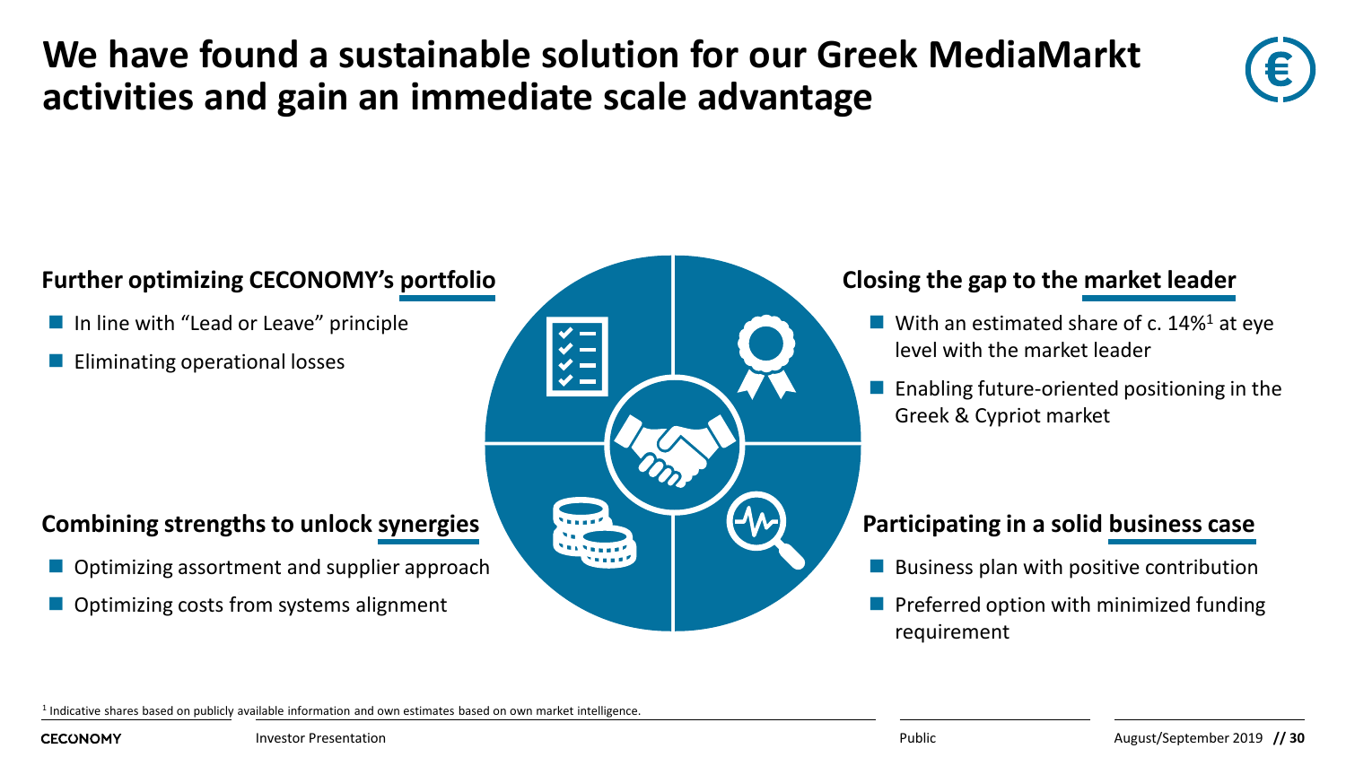# We have found a sustainable solution for our Greek MediaMarkt activities and gain an immediate scale advantage

## Further optimizing CECONOMY's portfolio

- In line with "Lead or Leave" principle
- Eliminating operational losses

## Closing the gap to the market leader

- With an estimated share of c. 14%[1] at eye level with the market leader
- Enabling future-oriented positioning in the Greek & Cypriot market

## Combining strengths to unlock synergies

- Optimizing assortment and supplier approach
- Optimizing costs from systems alignment

## Participating in a solid business case

- Business plan with positive contribution
- Preferred option with minimized funding requirement

[1] Indicative shares based on publicly available information and own estimates based on own market intelligence.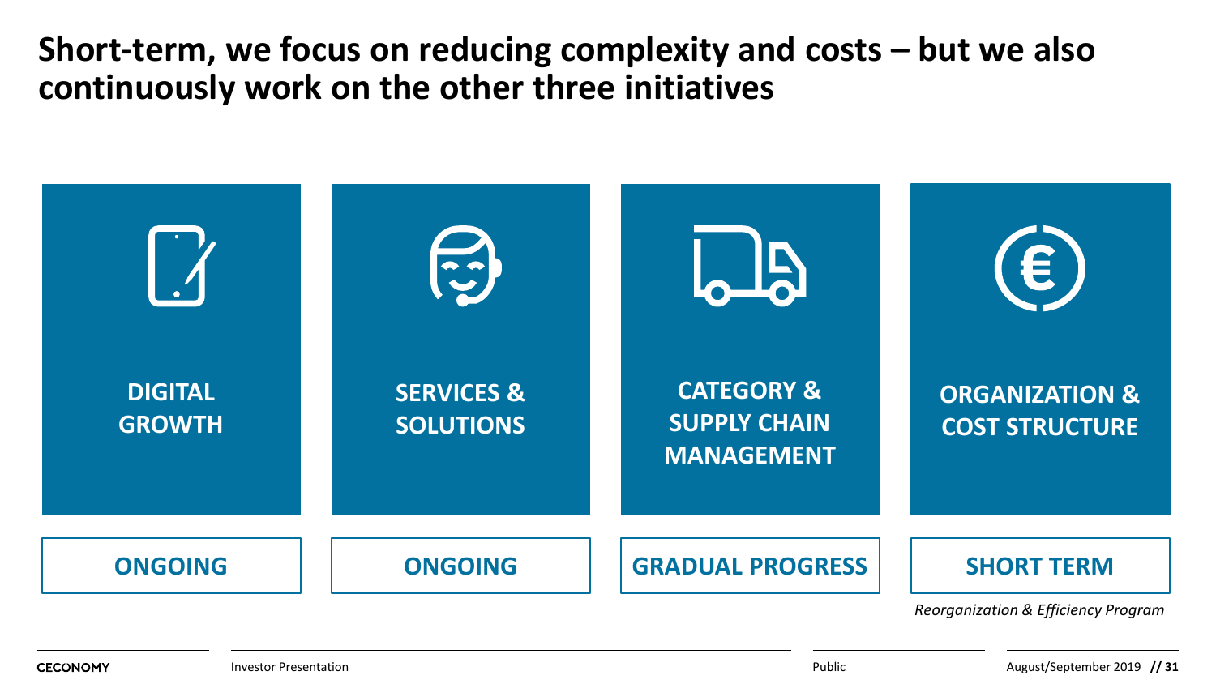# Short-term, we focus on reducing complexity and costs – but we also continuously work on the other three initiatives

| DIGITAL GROWTH | SERVICES & SOLUTIONS | CATEGORY & SUPPLY CHAIN MANAGEMENT | ORGANIZATION & COST STRUCTURE |
|---|---|---|---|
| **ONGOING** | **ONGOING** | **GRADUAL PROGRESS** | **SHORT TERM** |
| | | | *Reorganization & Efficiency Program* |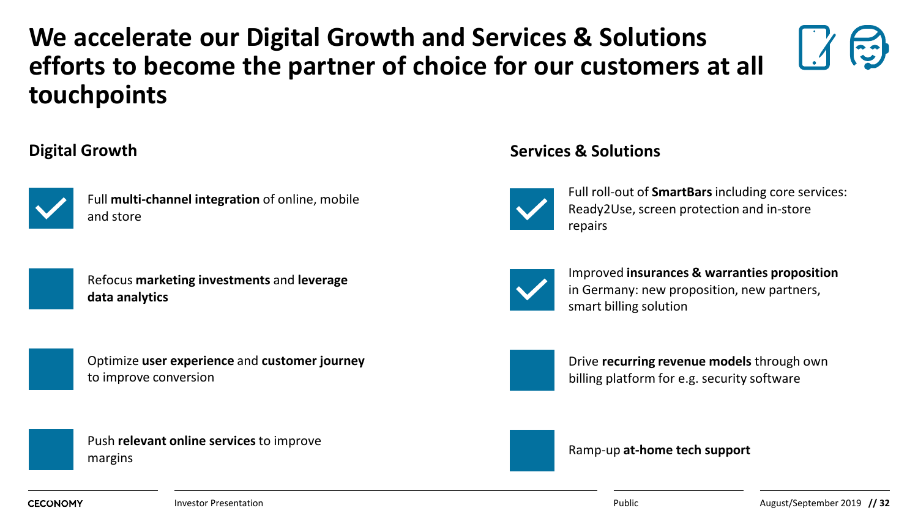# We accelerate our Digital Growth and Services & Solutions efforts to become the partner of choice for our customers at all touchpoints

## Digital Growth

- ✓ Full **multi-channel integration** of online, mobile and store
- Refocus **marketing investments** and **leverage data analytics**
- Optimize **user experience** and **customer journey** to improve conversion
- Push **relevant online services** to improve margins

## Services & Solutions

- ✓ Full roll-out of **SmartBars** including core services: Ready2Use, screen protection and in-store repairs
- ✓ Improved **insurances & warranties proposition** in Germany: new proposition, new partners, smart billing solution
- Drive **recurring revenue models** through own billing platform for e.g. security software
- Ramp-up **at-home tech support**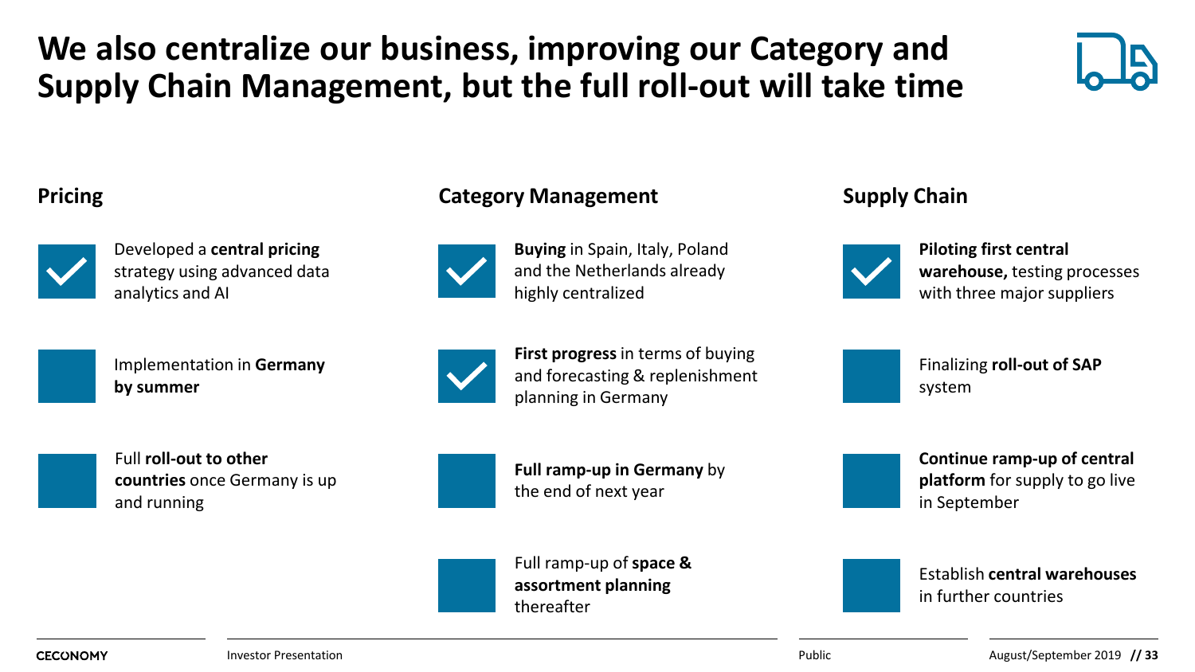# We also centralize our business, improving our Category and Supply Chain Management, but the full roll-out will take time

## Pricing

- ✓ Developed a **central pricing** strategy using advanced data analytics and AI
- Implementation in **Germany by summer**
- Full **roll-out to other countries** once Germany is up and running

## Category Management

- ✓ **Buying** in Spain, Italy, Poland and the Netherlands already highly centralized
- ✓ **First progress** in terms of buying and forecasting & replenishment planning in Germany
- **Full ramp-up in Germany** by the end of next year
- Full ramp-up of **space & assortment planning** thereafter

## Supply Chain

- ✓ **Piloting first central warehouse,** testing processes with three major suppliers
- Finalizing **roll-out of SAP** system
- **Continue ramp-up of central platform** for supply to go live in September
- Establish **central warehouses** in further countries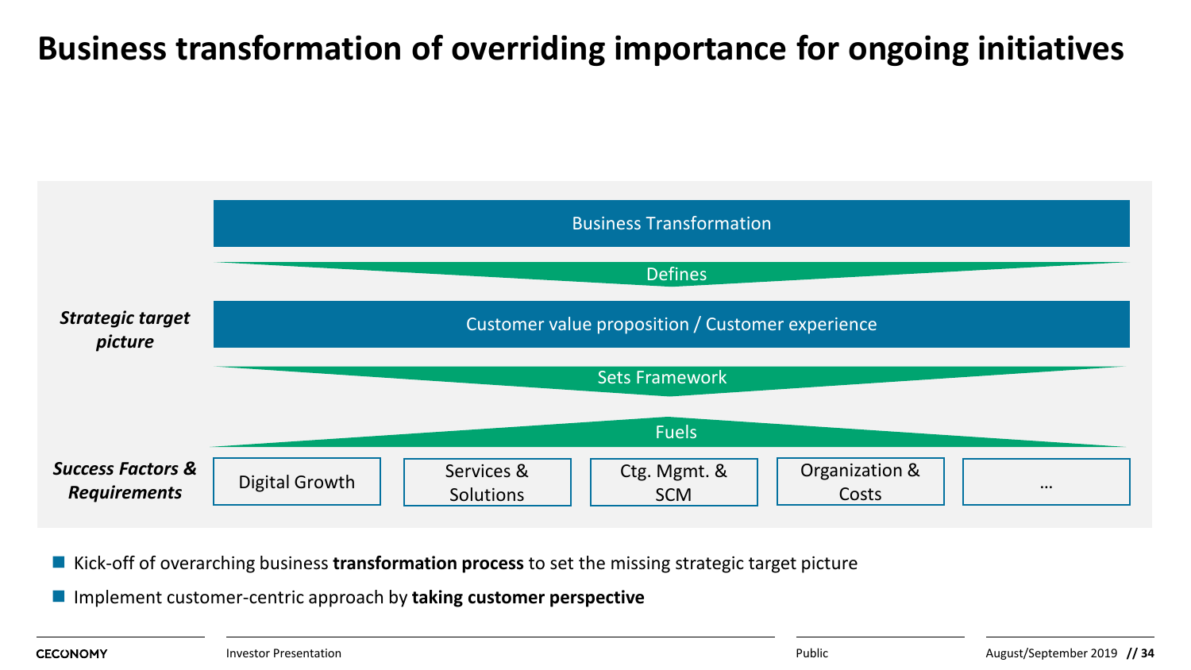# Business transformation of overriding importance for ongoing initiatives

Business Transformation

Defines

***Strategic target picture***

Customer value proposition / Customer experience

Sets Framework

Fuels

***Success Factors & Requirements***

| Digital Growth | Services & Solutions | Ctg. Mgmt. & SCM | Organization & Costs | … |
|---|---|---|---|---|

- Kick-off of overarching business **transformation process** to set the missing strategic target picture
- Implement customer-centric approach by **taking customer perspective**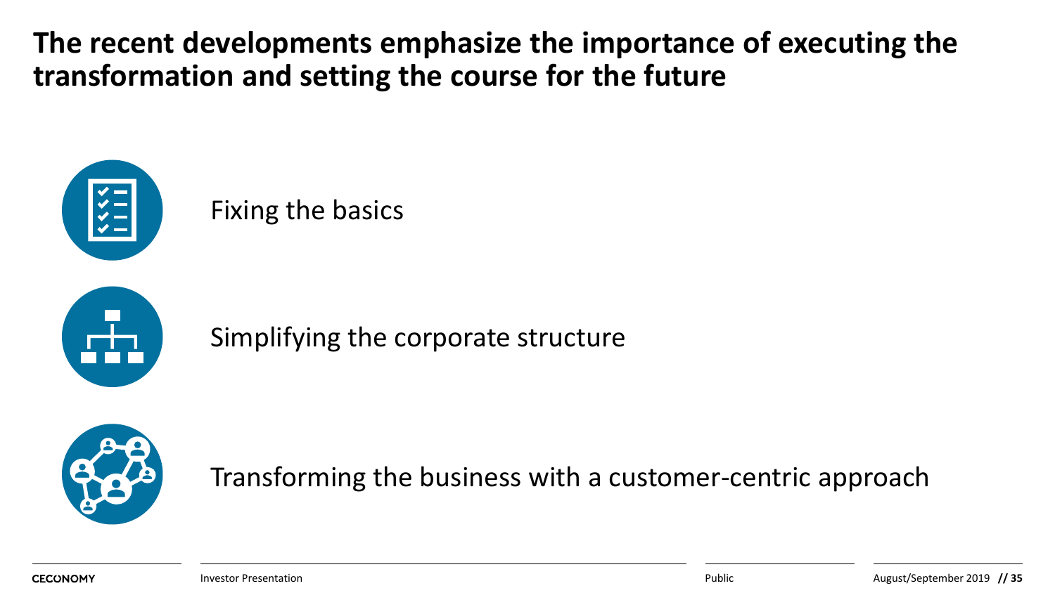# The recent developments emphasize the importance of executing the transformation and setting the course for the future

- Fixing the basics
- Simplifying the corporate structure
- Transforming the business with a customer-centric approach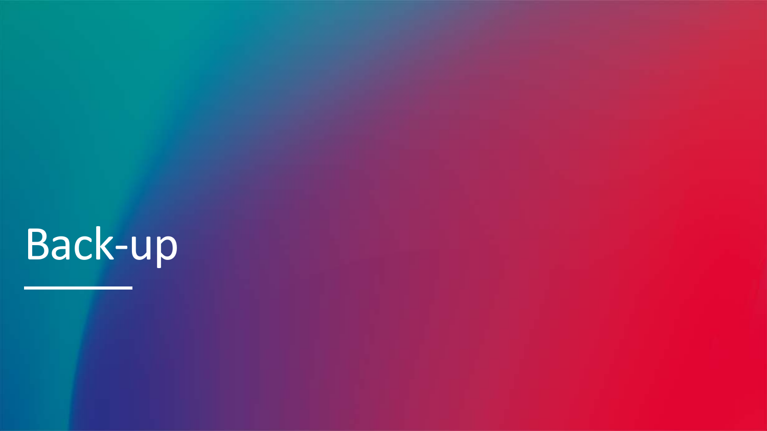# Back-up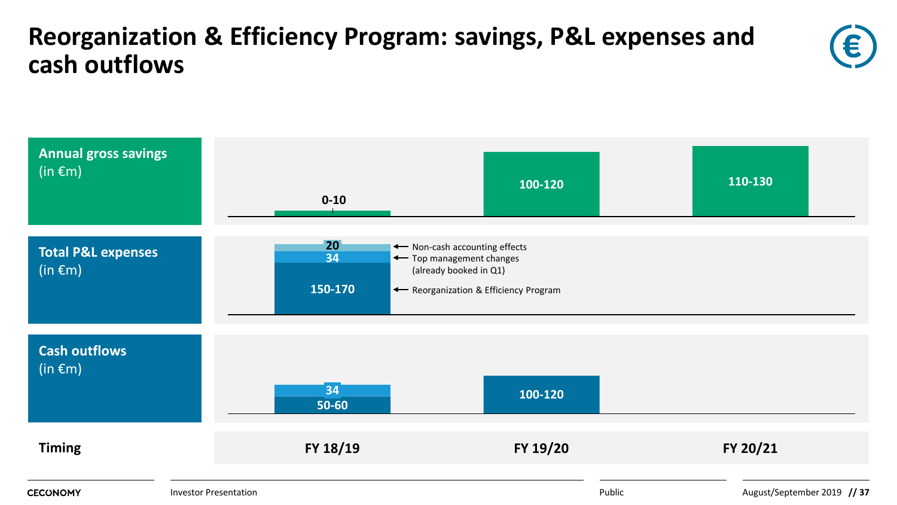# Reorganization & Efficiency Program: savings, P&L expenses and cash outflows

| | FY 18/19 | FY 19/20 | FY 20/21 |
|---|---|---|---|
| **Annual gross savings** (in €m) | 0-10 | 100-120 | 110-130 |
| **Total P&L expenses** (in €m) | 20 (Non-cash accounting effects)<br>34 (Top management changes (already booked in Q1))<br>150-170 (Reorganization & Efficiency Program) | | |
| **Cash outflows** (in €m) | 34<br>50-60 | 100-120 | |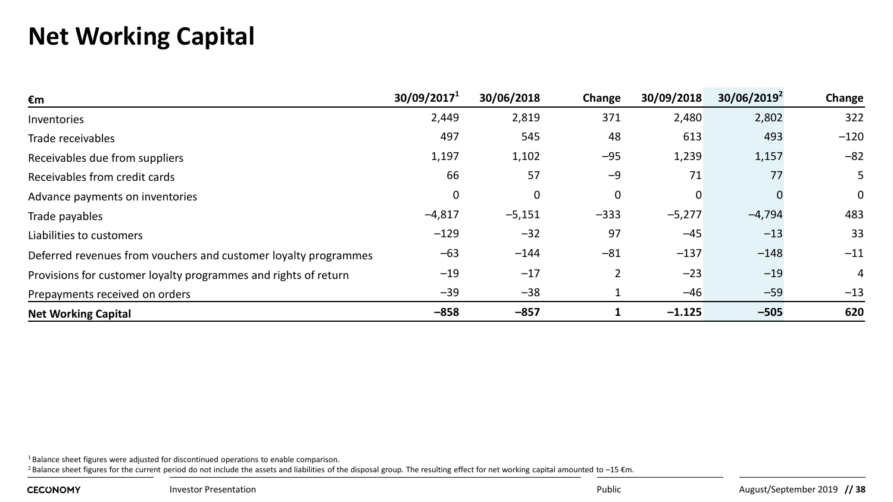# Net Working Capital

| €m | 30/09/2017[1] | 30/06/2018 | Change | 30/09/2018 | 30/06/2019[2] | Change |
|---|---|---|---|---|---|---|
| Inventories | 2,449 | 2,819 | 371 | 2,480 | 2,802 | 322 |
| Trade receivables | 497 | 545 | 48 | 613 | 493 | –120 |
| Receivables due from suppliers | 1,197 | 1,102 | –95 | 1,239 | 1,157 | –82 |
| Receivables from credit cards | 66 | 57 | –9 | 71 | 77 | 5 |
| Advance payments on inventories | 0 | 0 | 0 | 0 | 0 | 0 |
| Trade payables | –4,817 | –5,151 | –333 | –5,277 | –4,794 | 483 |
| Liabilities to customers | –129 | –32 | 97 | –45 | –13 | 33 |
| Deferred revenues from vouchers and customer loyalty programmes | –63 | –144 | –81 | –137 | –148 | –11 |
| Provisions for customer loyalty programmes and rights of return | –19 | –17 | 2 | –23 | –19 | 4 |
| Prepayments received on orders | –39 | –38 | 1 | –46 | –59 | –13 |
| **Net Working Capital** | **–858** | **–857** | **1** | **–1.125** | **–505** | **620** |

[1] Balance sheet figures were adjusted for discontinued operations to enable comparison.

[2] Balance sheet figures for the current period do not include the assets and liabilities of the disposal group. The resulting effect for net working capital amounted to –15 €m.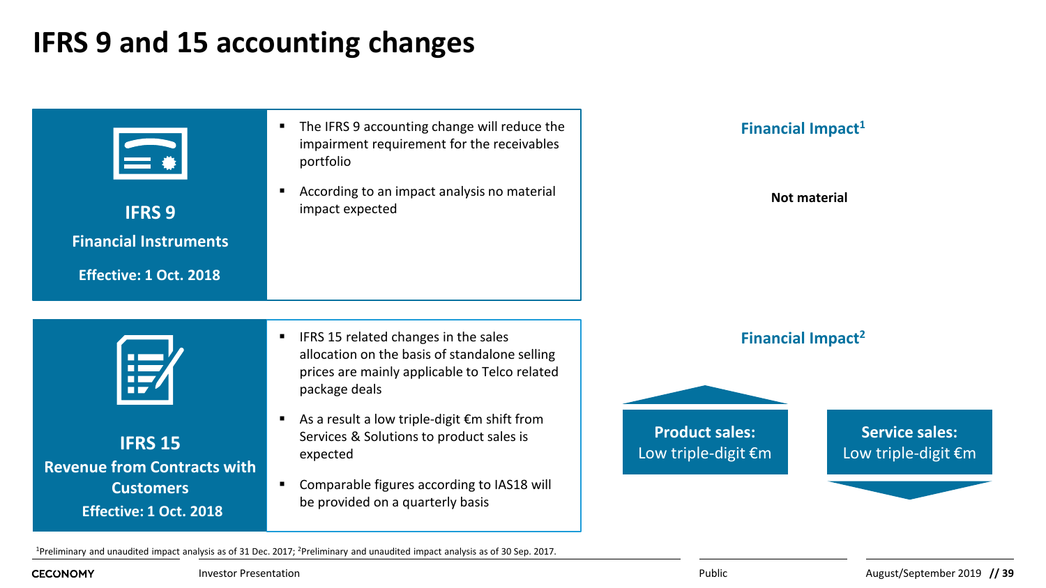# IFRS 9 and 15 accounting changes

## IFRS 9
**Financial Instruments**

**Effective: 1 Oct. 2018**

- The IFRS 9 accounting change will reduce the impairment requirement for the receivables portfolio
- According to an impact analysis no material impact expected

**Financial Impact[1]**

**Not material**

## IFRS 15
**Revenue from Contracts with Customers**

**Effective: 1 Oct. 2018**

- IFRS 15 related changes in the sales allocation on the basis of standalone selling prices are mainly applicable to Telco related package deals
- As a result a low triple-digit €m shift from Services & Solutions to product sales is expected
- Comparable figures according to IAS18 will be provided on a quarterly basis

**Financial Impact[2]**

| ▲ **Product sales:** Low triple-digit €m | ▼ **Service sales:** Low triple-digit €m |
| --- | --- |

[1]Preliminary and unaudited impact analysis as of 31 Dec. 2017; [2]Preliminary and unaudited impact analysis as of 30 Sep. 2017.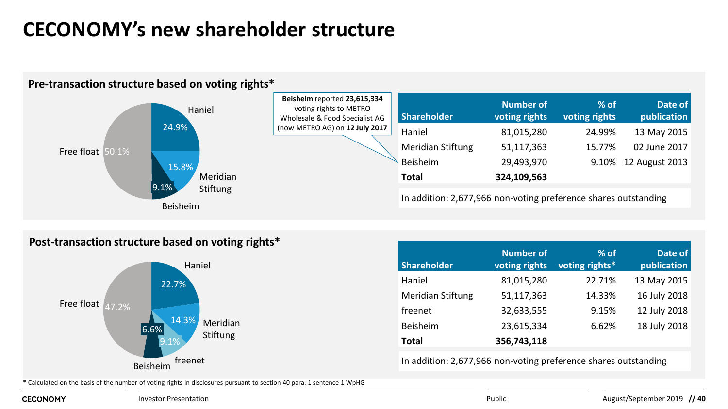# CECONOMY's new shareholder structure

## Pre-transaction structure based on voting rights*

Haniel 24.9%
Meridian Stiftung 15.8%
Beisheim 9.1%
Free float 50.1%

**Beisheim** reported **23,615,334** voting rights to METRO Wholesale & Food Specialist AG (now METRO AG) on **12 July 2017**

| Shareholder | Number of voting rights | % of voting rights | Date of publication |
|---|---|---|---|
| Haniel | 81,015,280 | 24.99% | 13 May 2015 |
| Meridian Stiftung | 51,117,363 | 15.77% | 02 June 2017 |
| Beisheim | 29,493,970 | 9.10% | 12 August 2013 |
| **Total** | **324,109,563** | | |

In addition: 2,677,966 non-voting preference shares outstanding

## Post-transaction structure based on voting rights*

Haniel 22.7%
Meridian Stiftung 14.3%
freenet 9.1%
Beisheim 6.6%
Free float 47.2%

| Shareholder | Number of voting rights | % of voting rights* | Date of publication |
|---|---|---|---|
| Haniel | 81,015,280 | 22.71% | 13 May 2015 |
| Meridian Stiftung | 51,117,363 | 14.33% | 16 July 2018 |
| freenet | 32,633,555 | 9.15% | 12 July 2018 |
| Beisheim | 23,615,334 | 6.62% | 18 July 2018 |
| **Total** | **356,743,118** | | |

In addition: 2,677,966 non-voting preference shares outstanding

\* Calculated on the basis of the number of voting rights in disclosures pursuant to section 40 para. 1 sentence 1 WpHG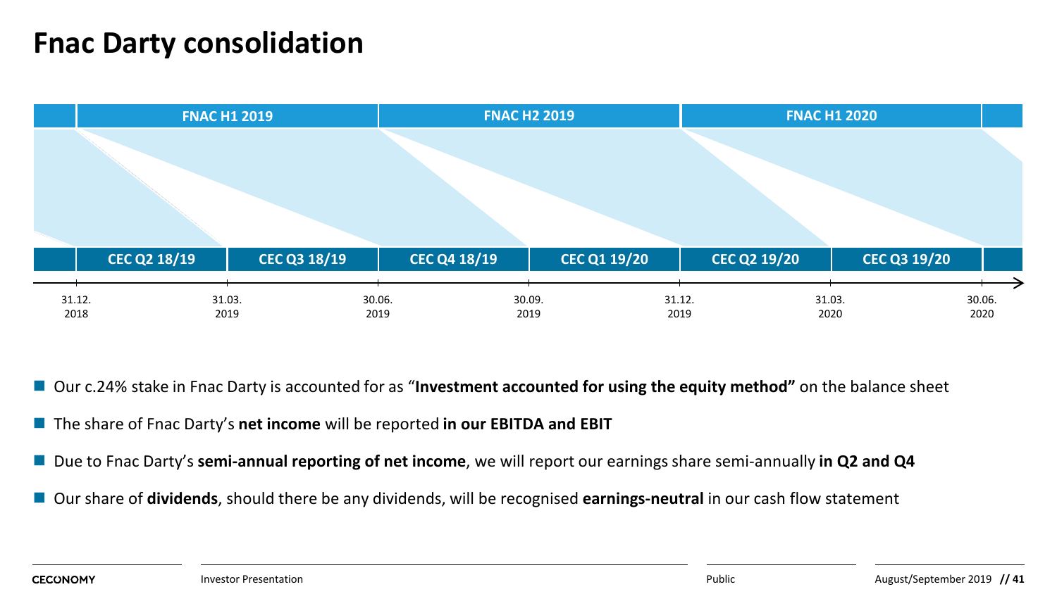# Fnac Darty consolidation

| FNAC H1 2019 | | FNAC H2 2019 | | FNAC H1 2020 | |
|---|---|---|---|---|---|
| CEC Q2 18/19 | CEC Q3 18/19 | CEC Q4 18/19 | CEC Q1 19/20 | CEC Q2 19/20 | CEC Q3 19/20 |

31.12. 2018 — 31.03. 2019 — 30.06. 2019 — 30.09. 2019 — 31.12. 2019 — 31.03. 2020 — 30.06. 2020

- Our c.24% stake in Fnac Darty is accounted for as "**Investment accounted for using the equity method"** on the balance sheet
- The share of Fnac Darty's **net income** will be reported **in our EBITDA and EBIT**
- Due to Fnac Darty's **semi-annual reporting of net income**, we will report our earnings share semi-annually **in Q2 and Q4**
- Our share of **dividends**, should there be any dividends, will be recognised **earnings-neutral** in our cash flow statement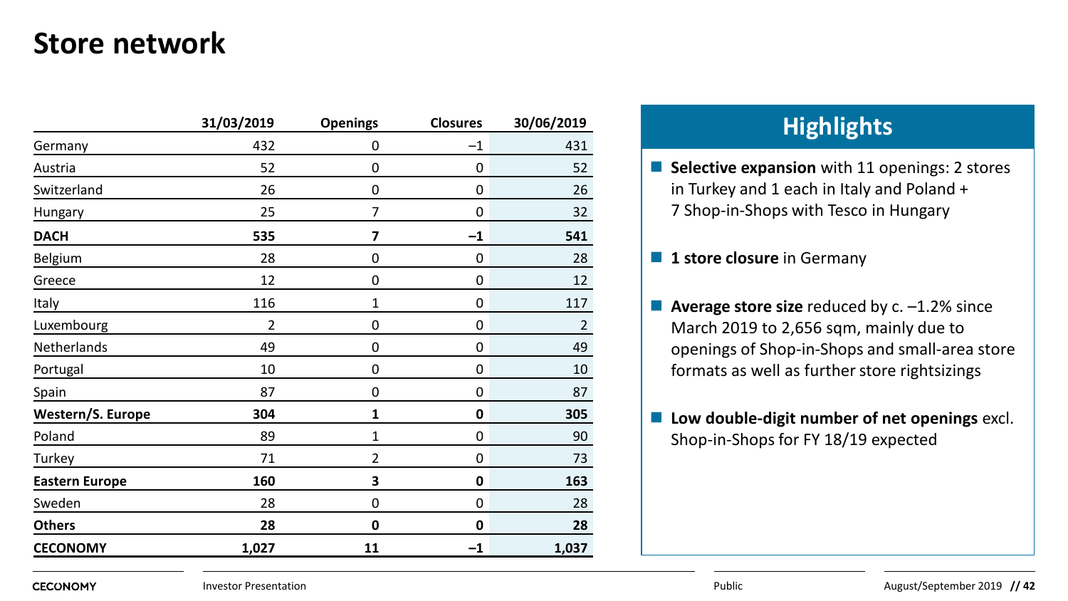# Store network

| | 31/03/2019 | Openings | Closures | 30/06/2019 |
|---|---|---|---|---|
| Germany | 432 | 0 | –1 | 431 |
| Austria | 52 | 0 | 0 | 52 |
| Switzerland | 26 | 0 | 0 | 26 |
| Hungary | 25 | 7 | 0 | 32 |
| **DACH** | **535** | **7** | **–1** | **541** |
| Belgium | 28 | 0 | 0 | 28 |
| Greece | 12 | 0 | 0 | 12 |
| Italy | 116 | 1 | 0 | 117 |
| Luxembourg | 2 | 0 | 0 | 2 |
| Netherlands | 49 | 0 | 0 | 49 |
| Portugal | 10 | 0 | 0 | 10 |
| Spain | 87 | 0 | 0 | 87 |
| **Western/S. Europe** | **304** | **1** | **0** | **305** |
| Poland | 89 | 1 | 0 | 90 |
| Turkey | 71 | 2 | 0 | 73 |
| **Eastern Europe** | **160** | **3** | **0** | **163** |
| Sweden | 28 | 0 | 0 | 28 |
| **Others** | **28** | **0** | **0** | **28** |
| **CECONOMY** | **1,027** | **11** | **–1** | **1,037** |

## Highlights

- **Selective expansion** with 11 openings: 2 stores in Turkey and 1 each in Italy and Poland + 7 Shop-in-Shops with Tesco in Hungary
- **1 store closure** in Germany
- **Average store size** reduced by c. –1.2% since March 2019 to 2,656 sqm, mainly due to openings of Shop-in-Shops and small-area store formats as well as further store rightsizings
- **Low double-digit number of net openings** excl. Shop-in-Shops for FY 18/19 expected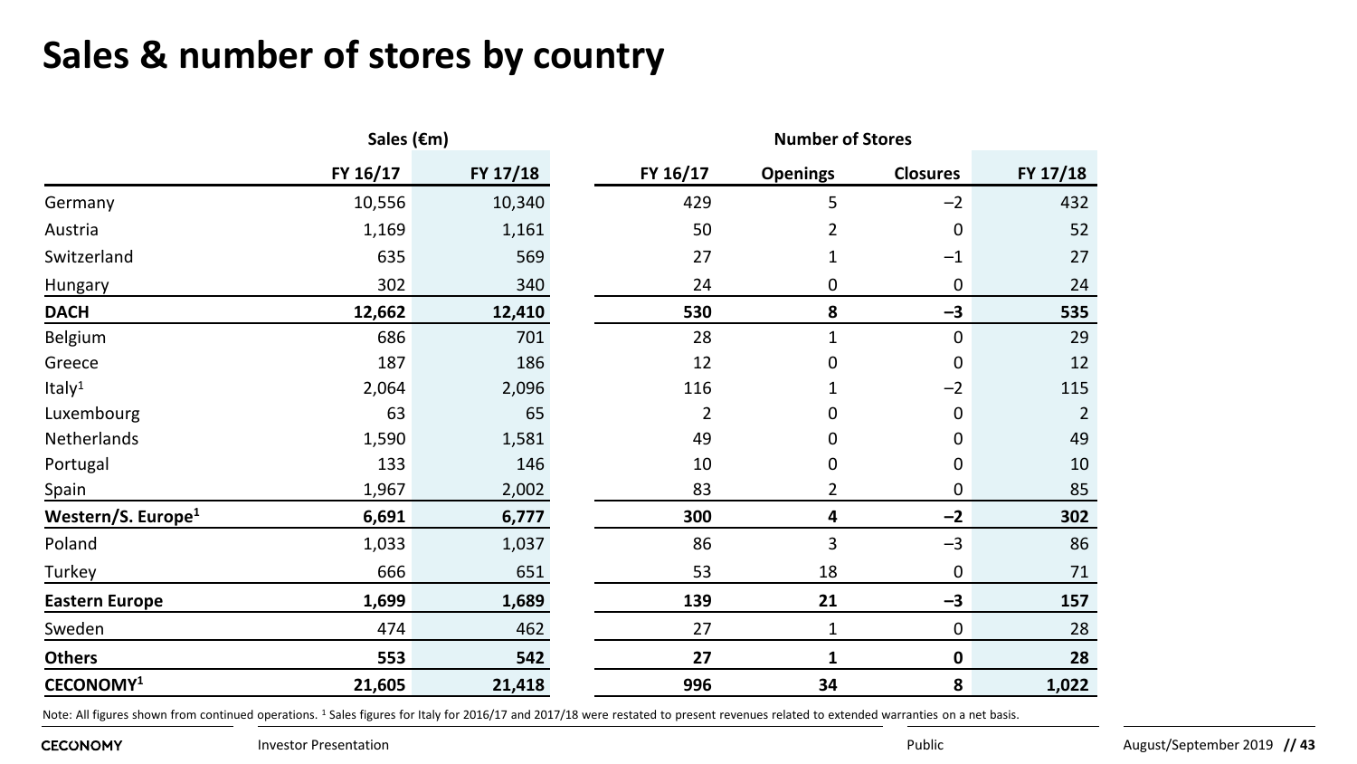# Sales & number of stores by country

| | Sales (€m) | | Number of Stores | | | |
|---|---|---|---|---|---|---|
| | FY 16/17 | FY 17/18 | FY 16/17 | Openings | Closures | FY 17/18 |
| Germany | 10,556 | 10,340 | 429 | 5 | −2 | 432 |
| Austria | 1,169 | 1,161 | 50 | 2 | 0 | 52 |
| Switzerland | 635 | 569 | 27 | 1 | −1 | 27 |
| Hungary | 302 | 340 | 24 | 0 | 0 | 24 |
| **DACH** | **12,662** | **12,410** | **530** | **8** | **−3** | **535** |
| Belgium | 686 | 701 | 28 | 1 | 0 | 29 |
| Greece | 187 | 186 | 12 | 0 | 0 | 12 |
| Italy[1] | 2,064 | 2,096 | 116 | 1 | −2 | 115 |
| Luxembourg | 63 | 65 | 2 | 0 | 0 | 2 |
| Netherlands | 1,590 | 1,581 | 49 | 0 | 0 | 49 |
| Portugal | 133 | 146 | 10 | 0 | 0 | 10 |
| Spain | 1,967 | 2,002 | 83 | 2 | 0 | 85 |
| **Western/S. Europe[1]** | **6,691** | **6,777** | **300** | **4** | **−2** | **302** |
| Poland | 1,033 | 1,037 | 86 | 3 | −3 | 86 |
| Turkey | 666 | 651 | 53 | 18 | 0 | 71 |
| **Eastern Europe** | **1,699** | **1,689** | **139** | **21** | **−3** | **157** |
| Sweden | 474 | 462 | 27 | 1 | 0 | 28 |
| **Others** | **553** | **542** | **27** | **1** | **0** | **28** |
| **CECONOMY[1]** | **21,605** | **21,418** | **996** | **34** | **8** | **1,022** |

Note: All figures shown from continued operations. [1] Sales figures for Italy for 2016/17 and 2017/18 were restated to present revenues related to extended warranties on a net basis.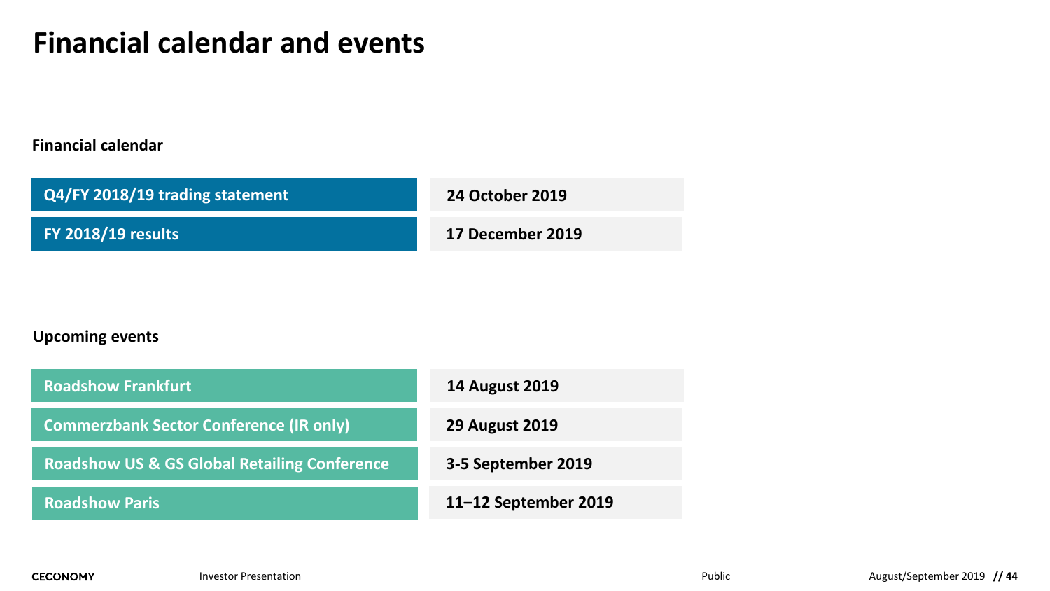# Financial calendar and events

## Financial calendar

| Event | Date |
| --- | --- |
| Q4/FY 2018/19 trading statement | 24 October 2019 |
| FY 2018/19 results | 17 December 2019 |

## Upcoming events

| Event | Date |
| --- | --- |
| Roadshow Frankfurt | 14 August 2019 |
| Commerzbank Sector Conference (IR only) | 29 August 2019 |
| Roadshow US & GS Global Retailing Conference | 3-5 September 2019 |
| Roadshow Paris | 11–12 September 2019 |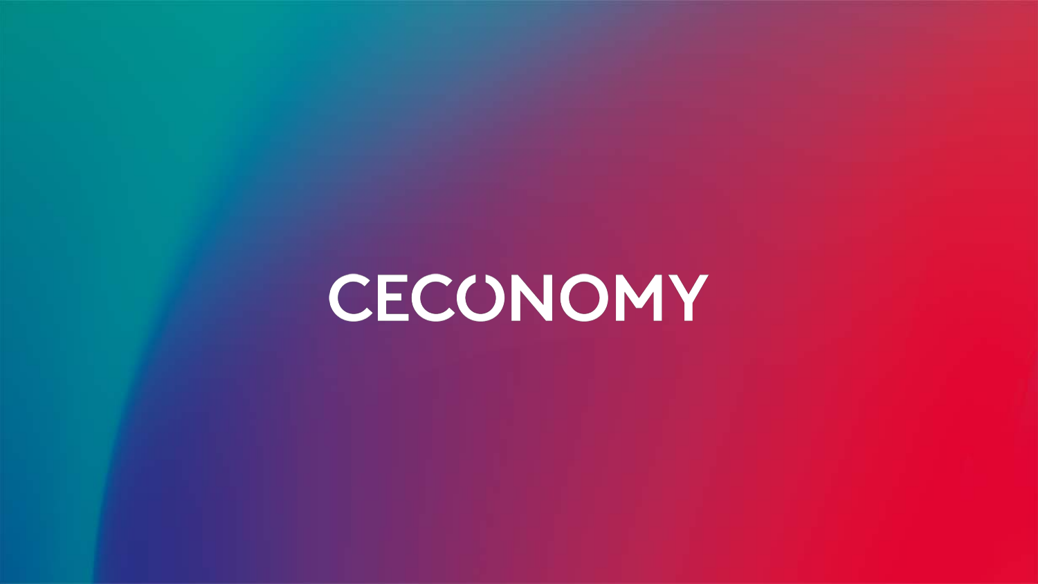CECONOMY